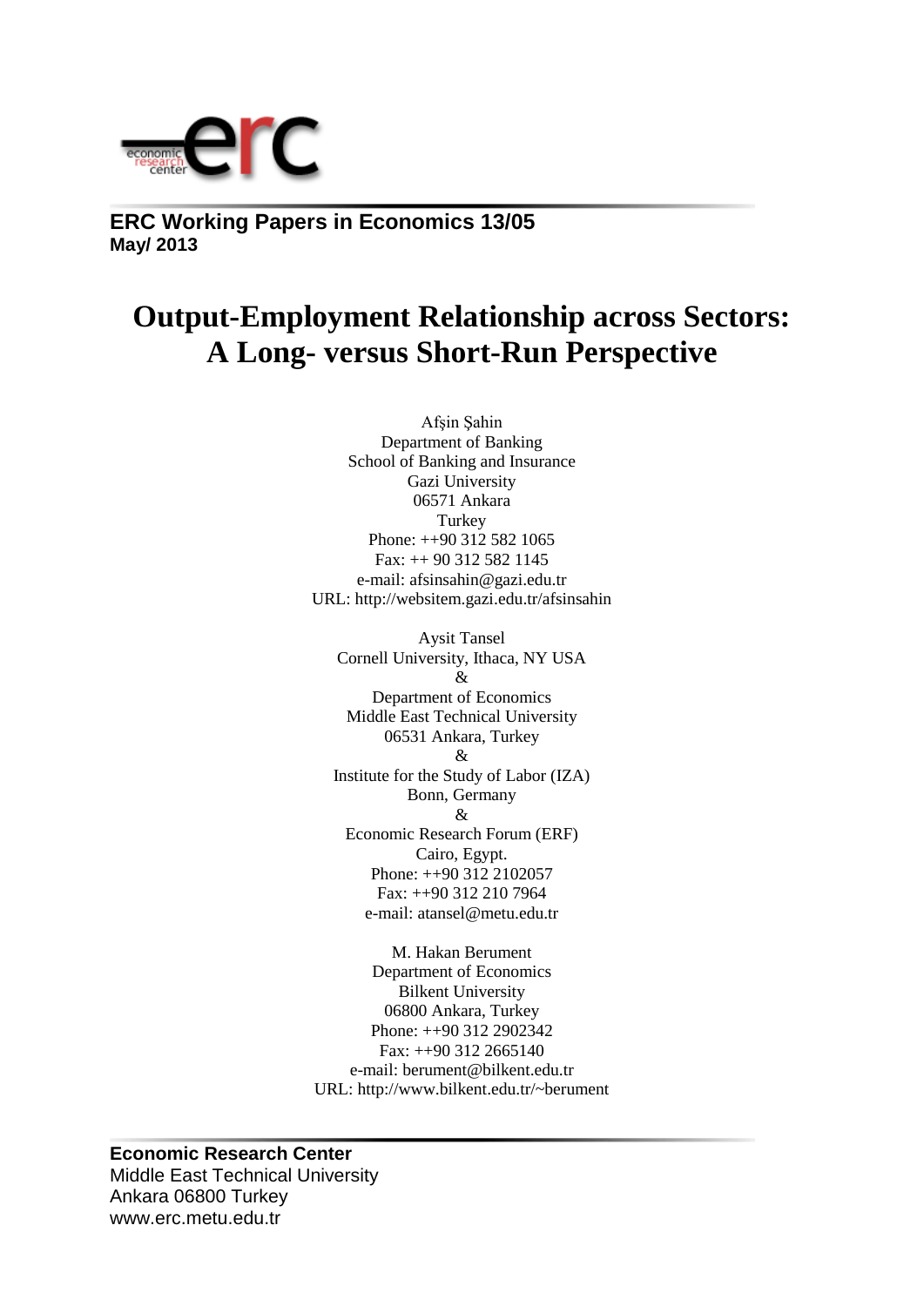**ERC Working Papers in Economics 13/05**
**May/ 2013**

# Output-Employment Relationship across Sectors: A Long- versus Short-Run Perspective

Afşin Şahin
Department of Banking
School of Banking and Insurance
Gazi University
06571 Ankara
Turkey
Phone: ++90 312 582 1065
Fax: ++ 90 312 582 1145
e-mail: afsinsahin@gazi.edu.tr
URL: http://websitem.gazi.edu.tr/afsinsahin

Aysit Tansel
Cornell University, Ithaca, NY USA
&
Department of Economics
Middle East Technical University
06531 Ankara, Turkey
&
Institute for the Study of Labor (IZA)
Bonn, Germany
&
Economic Research Forum (ERF)
Cairo, Egypt.
Phone: ++90 312 2102057
Fax: ++90 312 210 7964
e-mail: atansel@metu.edu.tr

M. Hakan Berument
Department of Economics
Bilkent University
06800 Ankara, Turkey
Phone: ++90 312 2902342
Fax: ++90 312 2665140
e-mail: berument@bilkent.edu.tr
URL: http://www.bilkent.edu.tr/~berument

**Economic Research Center**
Middle East Technical University
Ankara 06800 Turkey
www.erc.metu.edu.tr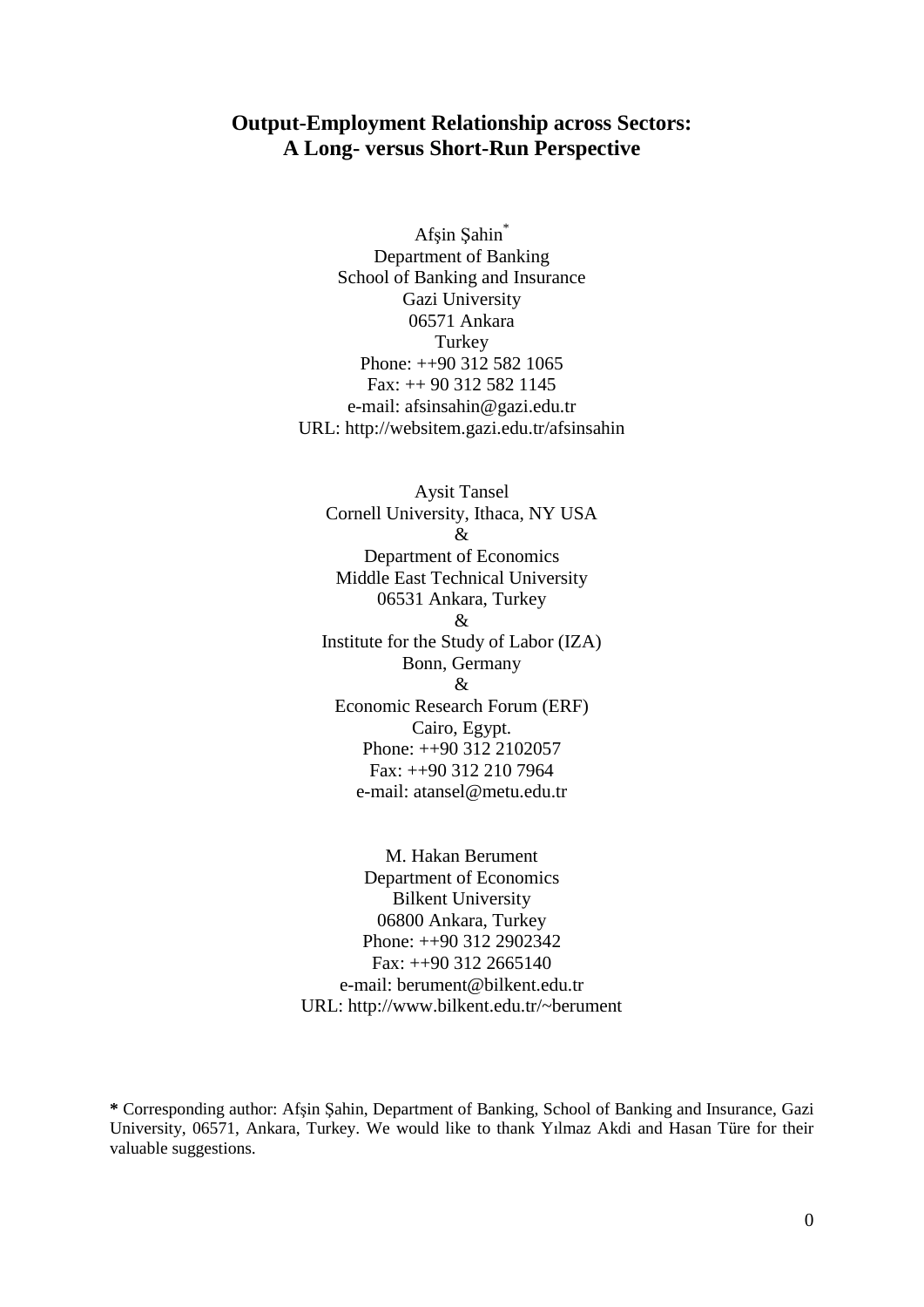# Output-Employment Relationship across Sectors: A Long- versus Short-Run Perspective

Afşin Şahin*  
Department of Banking  
School of Banking and Insurance  
Gazi University  
06571 Ankara  
Turkey  
Phone: ++90 312 582 1065  
Fax: ++ 90 312 582 1145  
e-mail: afsinsahin@gazi.edu.tr  
URL: http://websitem.gazi.edu.tr/afsinsahin

Aysit Tansel  
Cornell University, Ithaca, NY USA  
&  
Department of Economics  
Middle East Technical University  
06531 Ankara, Turkey  
&  
Institute for the Study of Labor (IZA)  
Bonn, Germany  
&  
Economic Research Forum (ERF)  
Cairo, Egypt.  
Phone: ++90 312 2102057  
Fax: ++90 312 210 7964  
e-mail: atansel@metu.edu.tr

M. Hakan Berument  
Department of Economics  
Bilkent University  
06800 Ankara, Turkey  
Phone: ++90 312 2902342  
Fax: ++90 312 2665140  
e-mail: berument@bilkent.edu.tr  
URL: http://www.bilkent.edu.tr/~berument

**\*** Corresponding author: Afşin Şahin, Department of Banking, School of Banking and Insurance, Gazi University, 06571, Ankara, Turkey. We would like to thank Yılmaz Akdi and Hasan Türe for their valuable suggestions.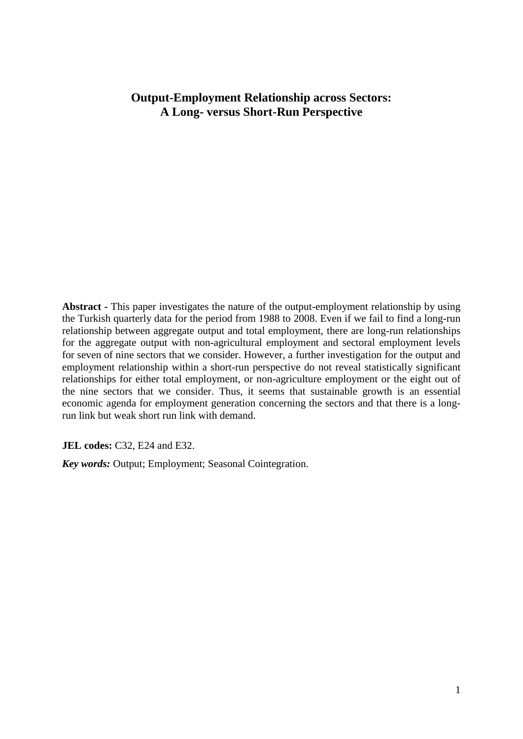# Output-Employment Relationship across Sectors: A Long- versus Short-Run Perspective

**Abstract -** This paper investigates the nature of the output-employment relationship by using the Turkish quarterly data for the period from 1988 to 2008. Even if we fail to find a long-run relationship between aggregate output and total employment, there are long-run relationships for the aggregate output with non-agricultural employment and sectoral employment levels for seven of nine sectors that we consider. However, a further investigation for the output and employment relationship within a short-run perspective do not reveal statistically significant relationships for either total employment, or non-agriculture employment or the eight out of the nine sectors that we consider. Thus, it seems that sustainable growth is an essential economic agenda for employment generation concerning the sectors and that there is a long-run link but weak short run link with demand.

**JEL codes:** C32, E24 and E32.

***Key words:*** Output; Employment; Seasonal Cointegration.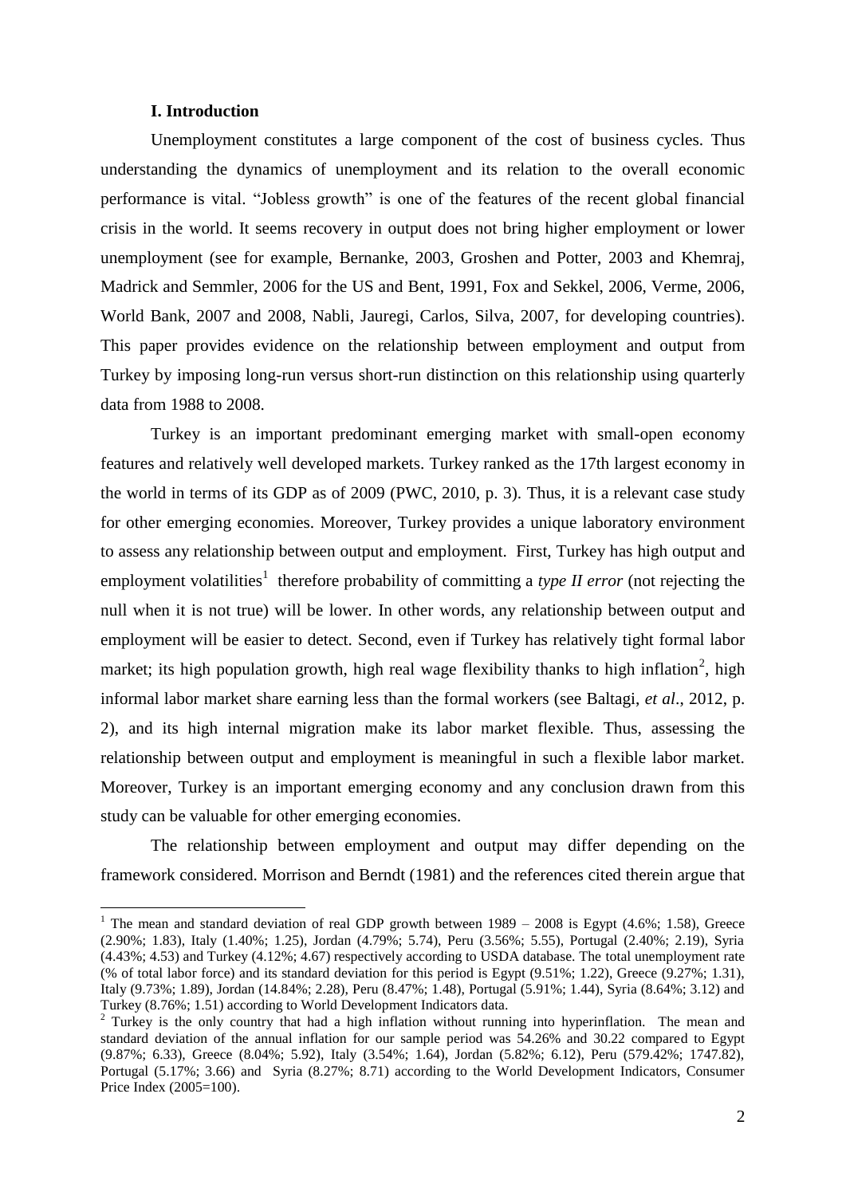### I. Introduction

Unemployment constitutes a large component of the cost of business cycles. Thus understanding the dynamics of unemployment and its relation to the overall economic performance is vital. "Jobless growth" is one of the features of the recent global financial crisis in the world. It seems recovery in output does not bring higher employment or lower unemployment (see for example, Bernanke, 2003, Groshen and Potter, 2003 and Khemraj, Madrick and Semmler, 2006 for the US and Bent, 1991, Fox and Sekkel, 2006, Verme, 2006, World Bank, 2007 and 2008, Nabli, Jauregi, Carlos, Silva, 2007, for developing countries). This paper provides evidence on the relationship between employment and output from Turkey by imposing long-run versus short-run distinction on this relationship using quarterly data from 1988 to 2008.

Turkey is an important predominant emerging market with small-open economy features and relatively well developed markets. Turkey ranked as the 17th largest economy in the world in terms of its GDP as of 2009 (PWC, 2010, p. 3). Thus, it is a relevant case study for other emerging economies. Moreover, Turkey provides a unique laboratory environment to assess any relationship between output and employment. First, Turkey has high output and employment volatilities[1] therefore probability of committing a *type II error* (not rejecting the null when it is not true) will be lower. In other words, any relationship between output and employment will be easier to detect. Second, even if Turkey has relatively tight formal labor market; its high population growth, high real wage flexibility thanks to high inflation[2], high informal labor market share earning less than the formal workers (see Baltagi, *et al*., 2012, p. 2), and its high internal migration make its labor market flexible. Thus, assessing the relationship between output and employment is meaningful in such a flexible labor market. Moreover, Turkey is an important emerging economy and any conclusion drawn from this study can be valuable for other emerging economies.

The relationship between employment and output may differ depending on the framework considered. Morrison and Berndt (1981) and the references cited therein argue that

---

[1] The mean and standard deviation of real GDP growth between 1989 – 2008 is Egypt (4.6%; 1.58), Greece (2.90%; 1.83), Italy (1.40%; 1.25), Jordan (4.79%; 5.74), Peru (3.56%; 5.55), Portugal (2.40%; 2.19), Syria (4.43%; 4.53) and Turkey (4.12%; 4.67) respectively according to USDA database. The total unemployment rate (% of total labor force) and its standard deviation for this period is Egypt (9.51%; 1.22), Greece (9.27%; 1.31), Italy (9.73%; 1.89), Jordan (14.84%; 2.28), Peru (8.47%; 1.48), Portugal (5.91%; 1.44), Syria (8.64%; 3.12) and Turkey (8.76%; 1.51) according to World Development Indicators data.

[2] Turkey is the only country that had a high inflation without running into hyperinflation. The mean and standard deviation of the annual inflation for our sample period was 54.26% and 30.22 compared to Egypt (9.87%; 6.33), Greece (8.04%; 5.92), Italy (3.54%; 1.64), Jordan (5.82%; 6.12), Peru (579.42%; 1747.82), Portugal (5.17%; 3.66) and Syria (8.27%; 8.71) according to the World Development Indicators, Consumer Price Index (2005=100).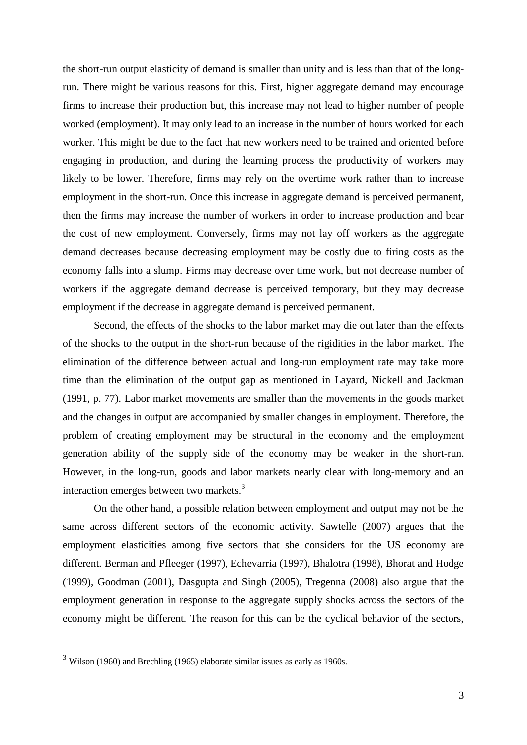the short-run output elasticity of demand is smaller than unity and is less than that of the long-run. There might be various reasons for this. First, higher aggregate demand may encourage firms to increase their production but, this increase may not lead to higher number of people worked (employment). It may only lead to an increase in the number of hours worked for each worker. This might be due to the fact that new workers need to be trained and oriented before engaging in production, and during the learning process the productivity of workers may likely to be lower. Therefore, firms may rely on the overtime work rather than to increase employment in the short-run. Once this increase in aggregate demand is perceived permanent, then the firms may increase the number of workers in order to increase production and bear the cost of new employment. Conversely, firms may not lay off workers as the aggregate demand decreases because decreasing employment may be costly due to firing costs as the economy falls into a slump. Firms may decrease over time work, but not decrease number of workers if the aggregate demand decrease is perceived temporary, but they may decrease employment if the decrease in aggregate demand is perceived permanent.

Second, the effects of the shocks to the labor market may die out later than the effects of the shocks to the output in the short-run because of the rigidities in the labor market. The elimination of the difference between actual and long-run employment rate may take more time than the elimination of the output gap as mentioned in Layard, Nickell and Jackman (1991, p. 77). Labor market movements are smaller than the movements in the goods market and the changes in output are accompanied by smaller changes in employment. Therefore, the problem of creating employment may be structural in the economy and the employment generation ability of the supply side of the economy may be weaker in the short-run. However, in the long-run, goods and labor markets nearly clear with long-memory and an interaction emerges between two markets.[3]

On the other hand, a possible relation between employment and output may not be the same across different sectors of the economic activity. Sawtelle (2007) argues that the employment elasticities among five sectors that she considers for the US economy are different. Berman and Pfleeger (1997), Echevarria (1997), Bhalotra (1998), Bhorat and Hodge (1999), Goodman (2001), Dasgupta and Singh (2005), Tregenna (2008) also argue that the employment generation in response to the aggregate supply shocks across the sectors of the economy might be different. The reason for this can be the cyclical behavior of the sectors,

[3] Wilson (1960) and Brechling (1965) elaborate similar issues as early as 1960s.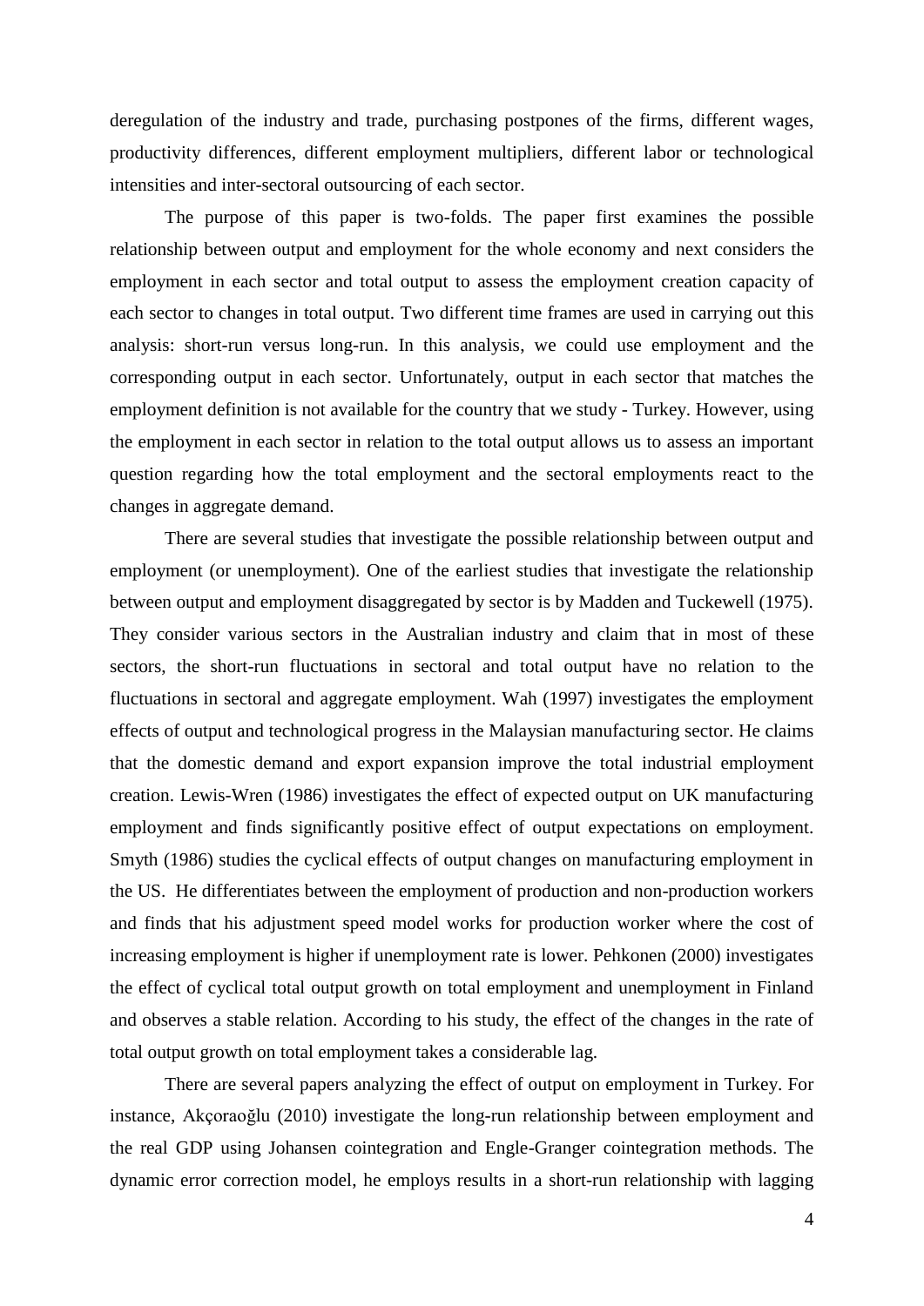deregulation of the industry and trade, purchasing postpones of the firms, different wages, productivity differences, different employment multipliers, different labor or technological intensities and inter-sectoral outsourcing of each sector.

The purpose of this paper is two-folds. The paper first examines the possible relationship between output and employment for the whole economy and next considers the employment in each sector and total output to assess the employment creation capacity of each sector to changes in total output. Two different time frames are used in carrying out this analysis: short-run versus long-run. In this analysis, we could use employment and the corresponding output in each sector. Unfortunately, output in each sector that matches the employment definition is not available for the country that we study - Turkey. However, using the employment in each sector in relation to the total output allows us to assess an important question regarding how the total employment and the sectoral employments react to the changes in aggregate demand.

There are several studies that investigate the possible relationship between output and employment (or unemployment). One of the earliest studies that investigate the relationship between output and employment disaggregated by sector is by Madden and Tuckewell (1975). They consider various sectors in the Australian industry and claim that in most of these sectors, the short-run fluctuations in sectoral and total output have no relation to the fluctuations in sectoral and aggregate employment. Wah (1997) investigates the employment effects of output and technological progress in the Malaysian manufacturing sector. He claims that the domestic demand and export expansion improve the total industrial employment creation. Lewis-Wren (1986) investigates the effect of expected output on UK manufacturing employment and finds significantly positive effect of output expectations on employment. Smyth (1986) studies the cyclical effects of output changes on manufacturing employment in the US. He differentiates between the employment of production and non-production workers and finds that his adjustment speed model works for production worker where the cost of increasing employment is higher if unemployment rate is lower. Pehkonen (2000) investigates the effect of cyclical total output growth on total employment and unemployment in Finland and observes a stable relation. According to his study, the effect of the changes in the rate of total output growth on total employment takes a considerable lag.

There are several papers analyzing the effect of output on employment in Turkey. For instance, Akçoraoğlu (2010) investigate the long-run relationship between employment and the real GDP using Johansen cointegration and Engle-Granger cointegration methods. The dynamic error correction model, he employs results in a short-run relationship with lagging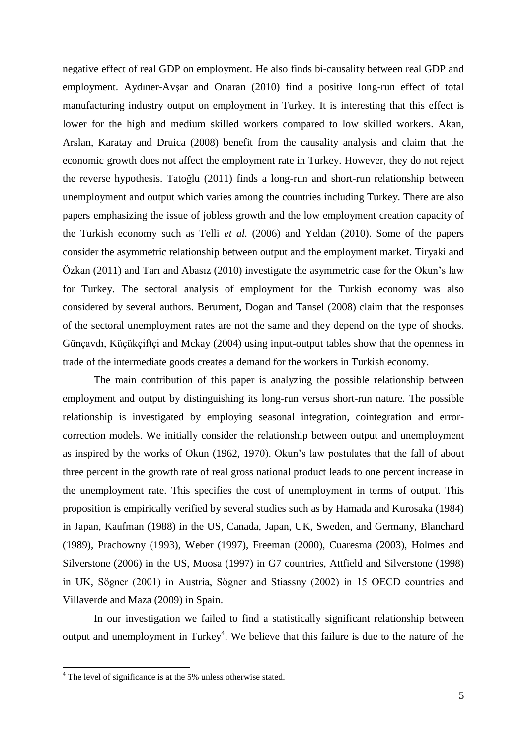negative effect of real GDP on employment. He also finds bi-causality between real GDP and employment. Aydıner-Avşar and Onaran (2010) find a positive long-run effect of total manufacturing industry output on employment in Turkey. It is interesting that this effect is lower for the high and medium skilled workers compared to low skilled workers. Akan, Arslan, Karatay and Druica (2008) benefit from the causality analysis and claim that the economic growth does not affect the employment rate in Turkey. However, they do not reject the reverse hypothesis. Tatoğlu (2011) finds a long-run and short-run relationship between unemployment and output which varies among the countries including Turkey. There are also papers emphasizing the issue of jobless growth and the low employment creation capacity of the Turkish economy such as Telli *et al.* (2006) and Yeldan (2010). Some of the papers consider the asymmetric relationship between output and the employment market. Tiryaki and Özkan (2011) and Tarı and Abasız (2010) investigate the asymmetric case for the Okun's law for Turkey. The sectoral analysis of employment for the Turkish economy was also considered by several authors. Berument, Dogan and Tansel (2008) claim that the responses of the sectoral unemployment rates are not the same and they depend on the type of shocks. Günçavdı, Küçükçiftçi and Mckay (2004) using input-output tables show that the openness in trade of the intermediate goods creates a demand for the workers in Turkish economy.

The main contribution of this paper is analyzing the possible relationship between employment and output by distinguishing its long-run versus short-run nature. The possible relationship is investigated by employing seasonal integration, cointegration and error-correction models. We initially consider the relationship between output and unemployment as inspired by the works of Okun (1962, 1970). Okun's law postulates that the fall of about three percent in the growth rate of real gross national product leads to one percent increase in the unemployment rate. This specifies the cost of unemployment in terms of output. This proposition is empirically verified by several studies such as by Hamada and Kurosaka (1984) in Japan, Kaufman (1988) in the US, Canada, Japan, UK, Sweden, and Germany, Blanchard (1989), Prachowny (1993), Weber (1997), Freeman (2000), Cuaresma (2003), Holmes and Silverstone (2006) in the US, Moosa (1997) in G7 countries, Attfield and Silverstone (1998) in UK, Sögner (2001) in Austria, Sögner and Stiassny (2002) in 15 OECD countries and Villaverde and Maza (2009) in Spain.

In our investigation we failed to find a statistically significant relationship between output and unemployment in Turkey[4]. We believe that this failure is due to the nature of the

[4] The level of significance is at the 5% unless otherwise stated.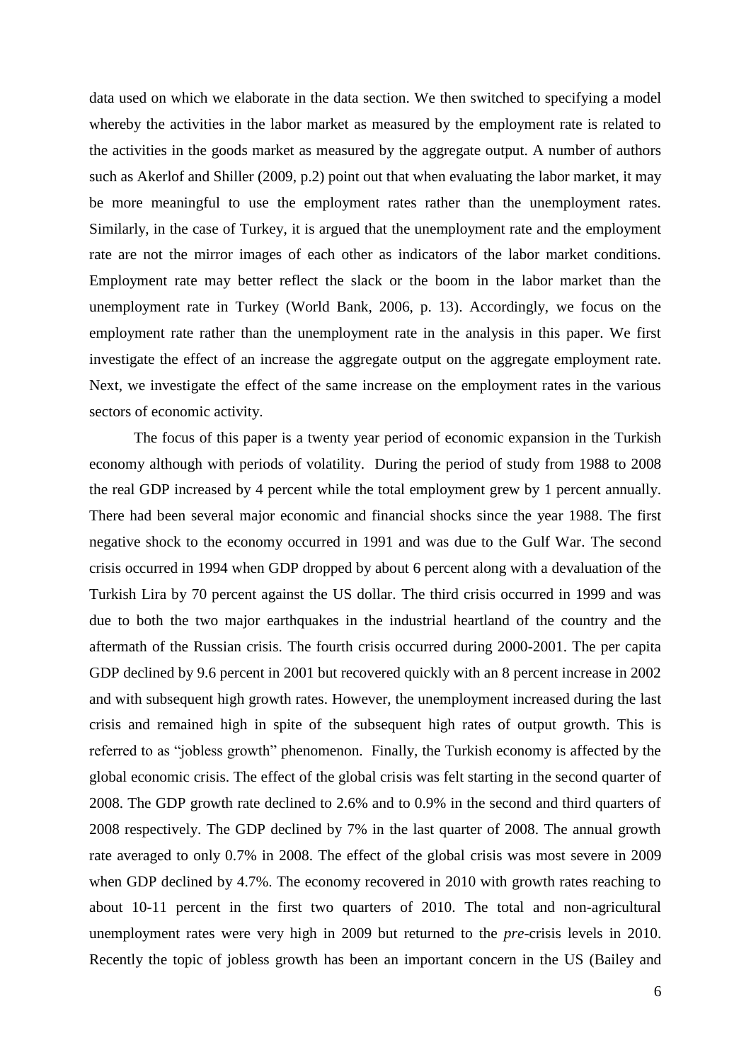data used on which we elaborate in the data section. We then switched to specifying a model whereby the activities in the labor market as measured by the employment rate is related to the activities in the goods market as measured by the aggregate output. A number of authors such as Akerlof and Shiller (2009, p.2) point out that when evaluating the labor market, it may be more meaningful to use the employment rates rather than the unemployment rates. Similarly, in the case of Turkey, it is argued that the unemployment rate and the employment rate are not the mirror images of each other as indicators of the labor market conditions. Employment rate may better reflect the slack or the boom in the labor market than the unemployment rate in Turkey (World Bank, 2006, p. 13). Accordingly, we focus on the employment rate rather than the unemployment rate in the analysis in this paper. We first investigate the effect of an increase the aggregate output on the aggregate employment rate. Next, we investigate the effect of the same increase on the employment rates in the various sectors of economic activity.

The focus of this paper is a twenty year period of economic expansion in the Turkish economy although with periods of volatility. During the period of study from 1988 to 2008 the real GDP increased by 4 percent while the total employment grew by 1 percent annually. There had been several major economic and financial shocks since the year 1988. The first negative shock to the economy occurred in 1991 and was due to the Gulf War. The second crisis occurred in 1994 when GDP dropped by about 6 percent along with a devaluation of the Turkish Lira by 70 percent against the US dollar. The third crisis occurred in 1999 and was due to both the two major earthquakes in the industrial heartland of the country and the aftermath of the Russian crisis. The fourth crisis occurred during 2000-2001. The per capita GDP declined by 9.6 percent in 2001 but recovered quickly with an 8 percent increase in 2002 and with subsequent high growth rates. However, the unemployment increased during the last crisis and remained high in spite of the subsequent high rates of output growth. This is referred to as "jobless growth" phenomenon. Finally, the Turkish economy is affected by the global economic crisis. The effect of the global crisis was felt starting in the second quarter of 2008. The GDP growth rate declined to 2.6% and to 0.9% in the second and third quarters of 2008 respectively. The GDP declined by 7% in the last quarter of 2008. The annual growth rate averaged to only 0.7% in 2008. The effect of the global crisis was most severe in 2009 when GDP declined by 4.7%. The economy recovered in 2010 with growth rates reaching to about 10-11 percent in the first two quarters of 2010. The total and non-agricultural unemployment rates were very high in 2009 but returned to the *pre*-crisis levels in 2010. Recently the topic of jobless growth has been an important concern in the US (Bailey and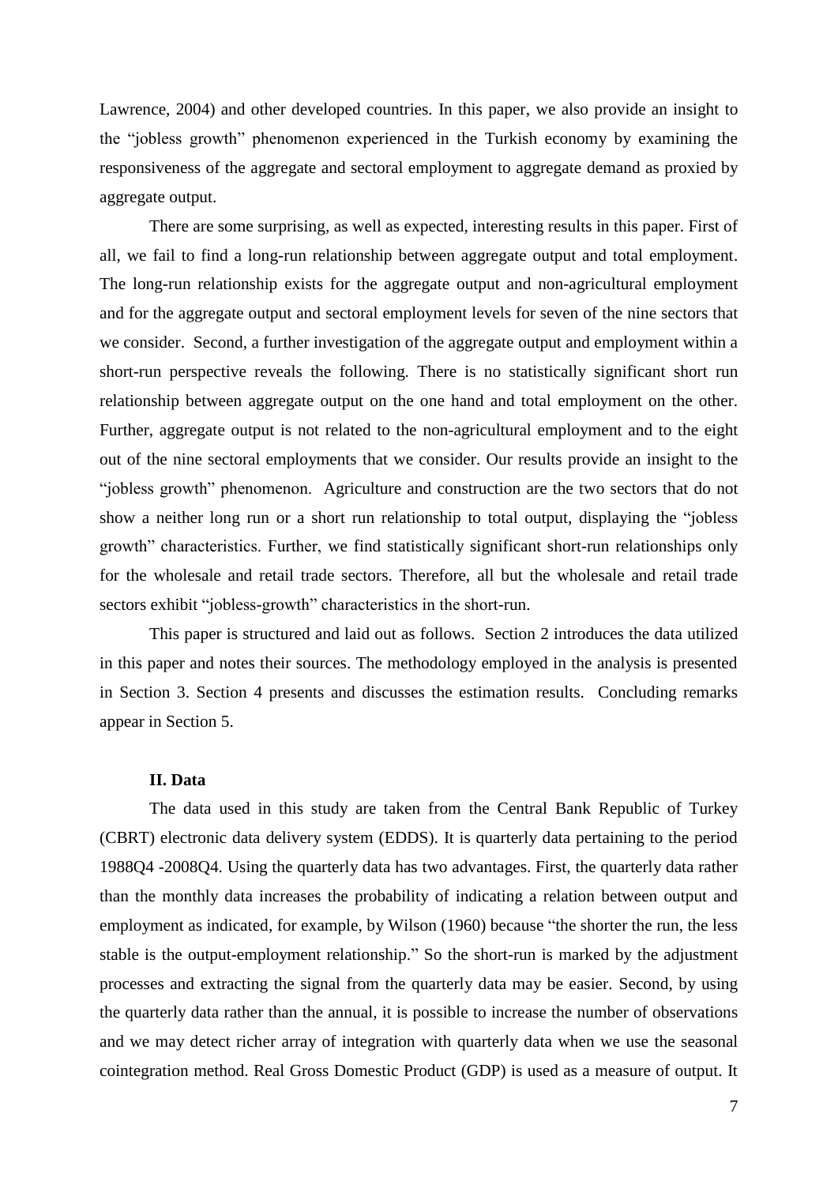Lawrence, 2004) and other developed countries. In this paper, we also provide an insight to the "jobless growth" phenomenon experienced in the Turkish economy by examining the responsiveness of the aggregate and sectoral employment to aggregate demand as proxied by aggregate output.

There are some surprising, as well as expected, interesting results in this paper. First of all, we fail to find a long-run relationship between aggregate output and total employment. The long-run relationship exists for the aggregate output and non-agricultural employment and for the aggregate output and sectoral employment levels for seven of the nine sectors that we consider. Second, a further investigation of the aggregate output and employment within a short-run perspective reveals the following. There is no statistically significant short run relationship between aggregate output on the one hand and total employment on the other. Further, aggregate output is not related to the non-agricultural employment and to the eight out of the nine sectoral employments that we consider. Our results provide an insight to the "jobless growth" phenomenon. Agriculture and construction are the two sectors that do not show a neither long run or a short run relationship to total output, displaying the "jobless growth" characteristics. Further, we find statistically significant short-run relationships only for the wholesale and retail trade sectors. Therefore, all but the wholesale and retail trade sectors exhibit "jobless-growth" characteristics in the short-run.

This paper is structured and laid out as follows. Section 2 introduces the data utilized in this paper and notes their sources. The methodology employed in the analysis is presented in Section 3. Section 4 presents and discusses the estimation results. Concluding remarks appear in Section 5.

## II. Data

The data used in this study are taken from the Central Bank Republic of Turkey (CBRT) electronic data delivery system (EDDS). It is quarterly data pertaining to the period 1988Q4 -2008Q4. Using the quarterly data has two advantages. First, the quarterly data rather than the monthly data increases the probability of indicating a relation between output and employment as indicated, for example, by Wilson (1960) because "the shorter the run, the less stable is the output-employment relationship." So the short-run is marked by the adjustment processes and extracting the signal from the quarterly data may be easier. Second, by using the quarterly data rather than the annual, it is possible to increase the number of observations and we may detect richer array of integration with quarterly data when we use the seasonal cointegration method. Real Gross Domestic Product (GDP) is used as a measure of output. It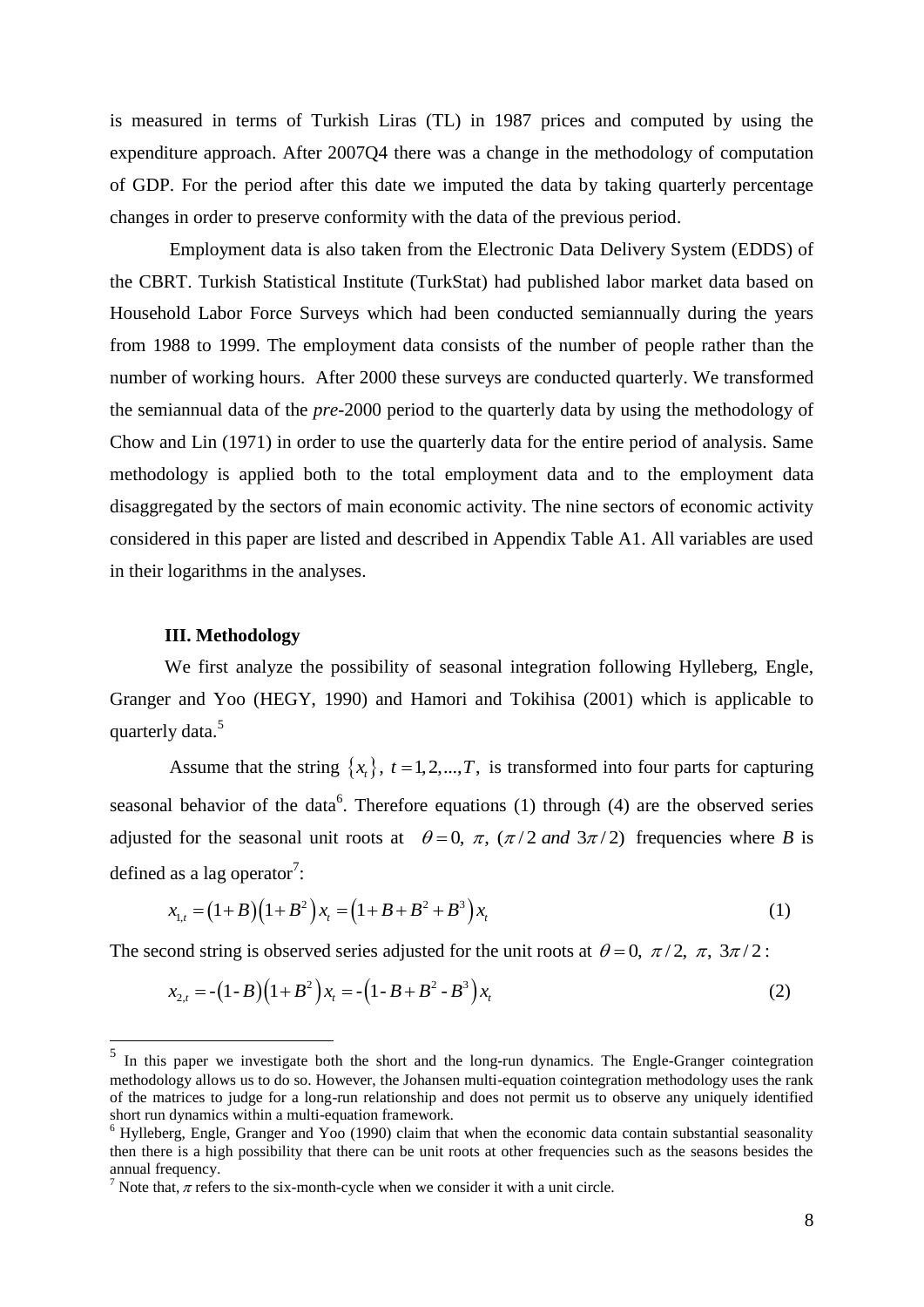is measured in terms of Turkish Liras (TL) in 1987 prices and computed by using the expenditure approach. After 2007Q4 there was a change in the methodology of computation of GDP. For the period after this date we imputed the data by taking quarterly percentage changes in order to preserve conformity with the data of the previous period.

Employment data is also taken from the Electronic Data Delivery System (EDDS) of the CBRT. Turkish Statistical Institute (TurkStat) had published labor market data based on Household Labor Force Surveys which had been conducted semiannually during the years from 1988 to 1999. The employment data consists of the number of people rather than the number of working hours. After 2000 these surveys are conducted quarterly. We transformed the semiannual data of the *pre*-2000 period to the quarterly data by using the methodology of Chow and Lin (1971) in order to use the quarterly data for the entire period of analysis. Same methodology is applied both to the total employment data and to the employment data disaggregated by the sectors of main economic activity. The nine sectors of economic activity considered in this paper are listed and described in Appendix Table A1. All variables are used in their logarithms in the analyses.

### III. Methodology

We first analyze the possibility of seasonal integration following Hylleberg, Engle, Granger and Yoo (HEGY, 1990) and Hamori and Tokihisa (2001) which is applicable to quarterly data.[5]

Assume that the string $\{x_t\}$, $t = 1, 2, ..., T$, is transformed into four parts for capturing seasonal behavior of the data[6]. Therefore equations (1) through (4) are the observed series adjusted for the seasonal unit roots at $\theta = 0,\ \pi,\ (\pi/2 \ and \ 3\pi/2)$ frequencies where *B* is defined as a lag operator[7]:

$$x_{1,t} = (1+B)(1+B^2)x_t = (1+B+B^2+B^3)x_t \tag{1}$$

The second string is observed series adjusted for the unit roots at $\theta = 0,\ \pi/2,\ \pi,\ 3\pi/2$:

$$x_{2,t} = -(1-B)(1+B^2)x_t = -(1-B+B^2-B^3)x_t \tag{2}$$

---

[5] In this paper we investigate both the short and the long-run dynamics. The Engle-Granger cointegration methodology allows us to do so. However, the Johansen multi-equation cointegration methodology uses the rank of the matrices to judge for a long-run relationship and does not permit us to observe any uniquely identified short run dynamics within a multi-equation framework.

[6] Hylleberg, Engle, Granger and Yoo (1990) claim that when the economic data contain substantial seasonality then there is a high possibility that there can be unit roots at other frequencies such as the seasons besides the annual frequency.

[7] Note that, $\pi$ refers to the six-month-cycle when we consider it with a unit circle.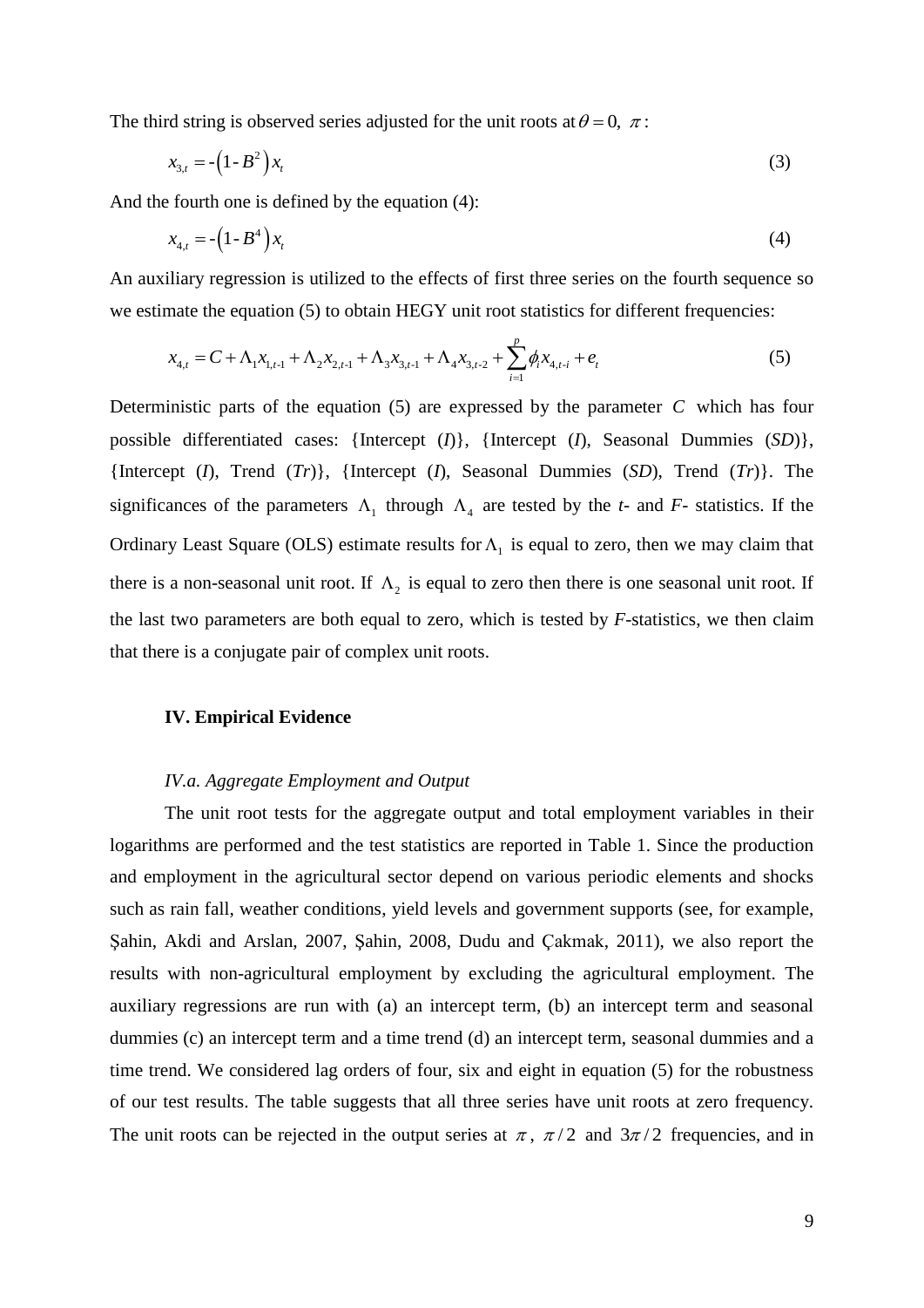The third string is observed series adjusted for the unit roots at $\theta = 0,\ \pi$ :

$$x_{3,t} = -\left(1 - B^2\right) x_t \tag{3}$$

And the fourth one is defined by the equation (4):

$$x_{4,t} = -\left(1 - B^4\right) x_t \tag{4}$$

An auxiliary regression is utilized to the effects of first three series on the fourth sequence so we estimate the equation (5) to obtain HEGY unit root statistics for different frequencies:

$$x_{4,t} = C + \Lambda_1 x_{1,t-1} + \Lambda_2 x_{2,t-1} + \Lambda_3 x_{3,t-1} + \Lambda_4 x_{3,t-2} + \sum_{i=1}^{p} \phi_i x_{4,t-i} + e_t \tag{5}$$

Deterministic parts of the equation (5) are expressed by the parameter $C$ which has four possible differentiated cases: {Intercept (*I*)}, {Intercept (*I*), Seasonal Dummies (*SD*)}, {Intercept (*I*), Trend (*Tr*)}, {Intercept (*I*), Seasonal Dummies (*SD*), Trend (*Tr*)}. The significances of the parameters $\Lambda_1$ through $\Lambda_4$ are tested by the *t*- and *F*- statistics. If the Ordinary Least Square (OLS) estimate results for $\Lambda_1$ is equal to zero, then we may claim that there is a non-seasonal unit root. If $\Lambda_2$ is equal to zero then there is one seasonal unit root. If the last two parameters are both equal to zero, which is tested by *F*-statistics, we then claim that there is a conjugate pair of complex unit roots.

## IV. Empirical Evidence

### *IV.a. Aggregate Employment and Output*

The unit root tests for the aggregate output and total employment variables in their logarithms are performed and the test statistics are reported in Table 1. Since the production and employment in the agricultural sector depend on various periodic elements and shocks such as rain fall, weather conditions, yield levels and government supports (see, for example, Şahin, Akdi and Arslan, 2007, Şahin, 2008, Dudu and Çakmak, 2011), we also report the results with non-agricultural employment by excluding the agricultural employment. The auxiliary regressions are run with (a) an intercept term, (b) an intercept term and seasonal dummies (c) an intercept term and a time trend (d) an intercept term, seasonal dummies and a time trend. We considered lag orders of four, six and eight in equation (5) for the robustness of our test results. The table suggests that all three series have unit roots at zero frequency. The unit roots can be rejected in the output series at $\pi$, $\pi/2$ and $3\pi/2$ frequencies, and in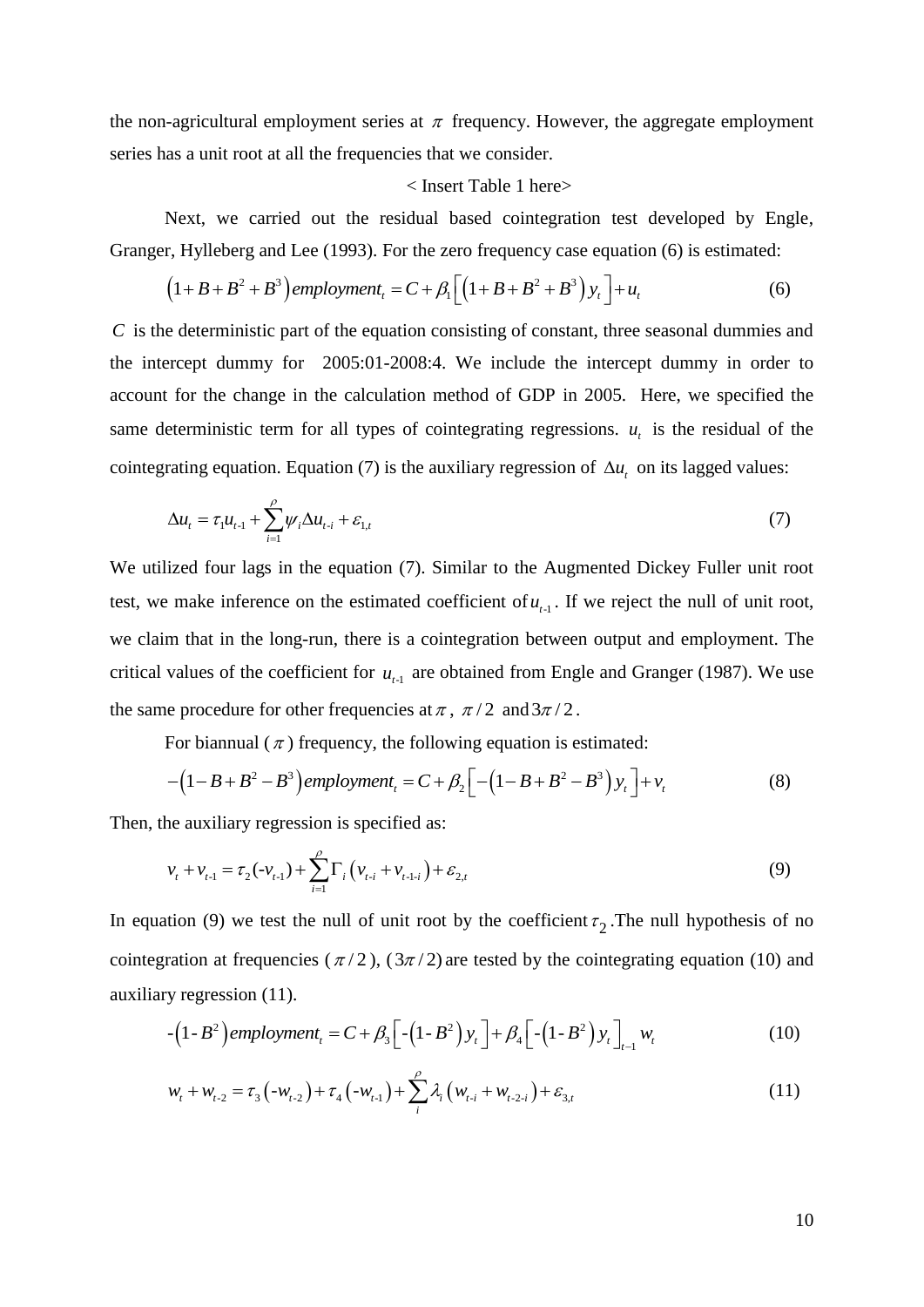the non-agricultural employment series at $\pi$ frequency. However, the aggregate employment series has a unit root at all the frequencies that we consider.

< Insert Table 1 here>

Next, we carried out the residual based cointegration test developed by Engle, Granger, Hylleberg and Lee (1993). For the zero frequency case equation (6) is estimated:

$$\left(1+B+B^2+B^3\right) employment_t = C + \beta_1\left[\left(1+B+B^2+B^3\right)y_t\right] + u_t \tag{6}$$

$C$ is the deterministic part of the equation consisting of constant, three seasonal dummies and the intercept dummy for 2005:01-2008:4. We include the intercept dummy in order to account for the change in the calculation method of GDP in 2005. Here, we specified the same deterministic term for all types of cointegrating regressions. $u_t$ is the residual of the cointegrating equation. Equation (7) is the auxiliary regression of $\Delta u_t$ on its lagged values:

$$\Delta u_t = \tau_1 u_{t-1} + \sum_{i=1}^{\rho} \psi_i \Delta u_{t-i} + \varepsilon_{1,t} \tag{7}$$

We utilized four lags in the equation (7). Similar to the Augmented Dickey Fuller unit root test, we make inference on the estimated coefficient of $u_{t-1}$. If we reject the null of unit root, we claim that in the long-run, there is a cointegration between output and employment. The critical values of the coefficient for $u_{t-1}$ are obtained from Engle and Granger (1987). We use the same procedure for other frequencies at $\pi$, $\pi/2$ and $3\pi/2$.

For biannual ($\pi$) frequency, the following equation is estimated:

$$-\left(1-B+B^2-B^3\right) employment_t = C + \beta_2\left[-\left(1-B+B^2-B^3\right)y_t\right] + v_t \tag{8}$$

Then, the auxiliary regression is specified as:

$$v_t + v_{t-1} = \tau_2(-v_{t-1}) + \sum_{i=1}^{\rho} \Gamma_i\left(v_{t-i} + v_{t-1-i}\right) + \varepsilon_{2,t} \tag{9}$$

In equation (9) we test the null of unit root by the coefficient $\tau_2$. The null hypothesis of no cointegration at frequencies ($\pi/2$), ($3\pi/2$) are tested by the cointegrating equation (10) and auxiliary regression (11).

$$-\left(1-B^2\right) employment_t = C + \beta_3\left[-\left(1-B^2\right)y_t\right] + \beta_4\left[-\left(1-B^2\right)y_t\right]_{t-1} w_t \tag{10}$$

$$w_t + w_{t-2} = \tau_3\left(-w_{t-2}\right) + \tau_4\left(-w_{t-1}\right) + \sum_{i}^{\rho} \lambda_i\left(w_{t-i} + w_{t-2-i}\right) + \varepsilon_{3,t} \tag{11}$$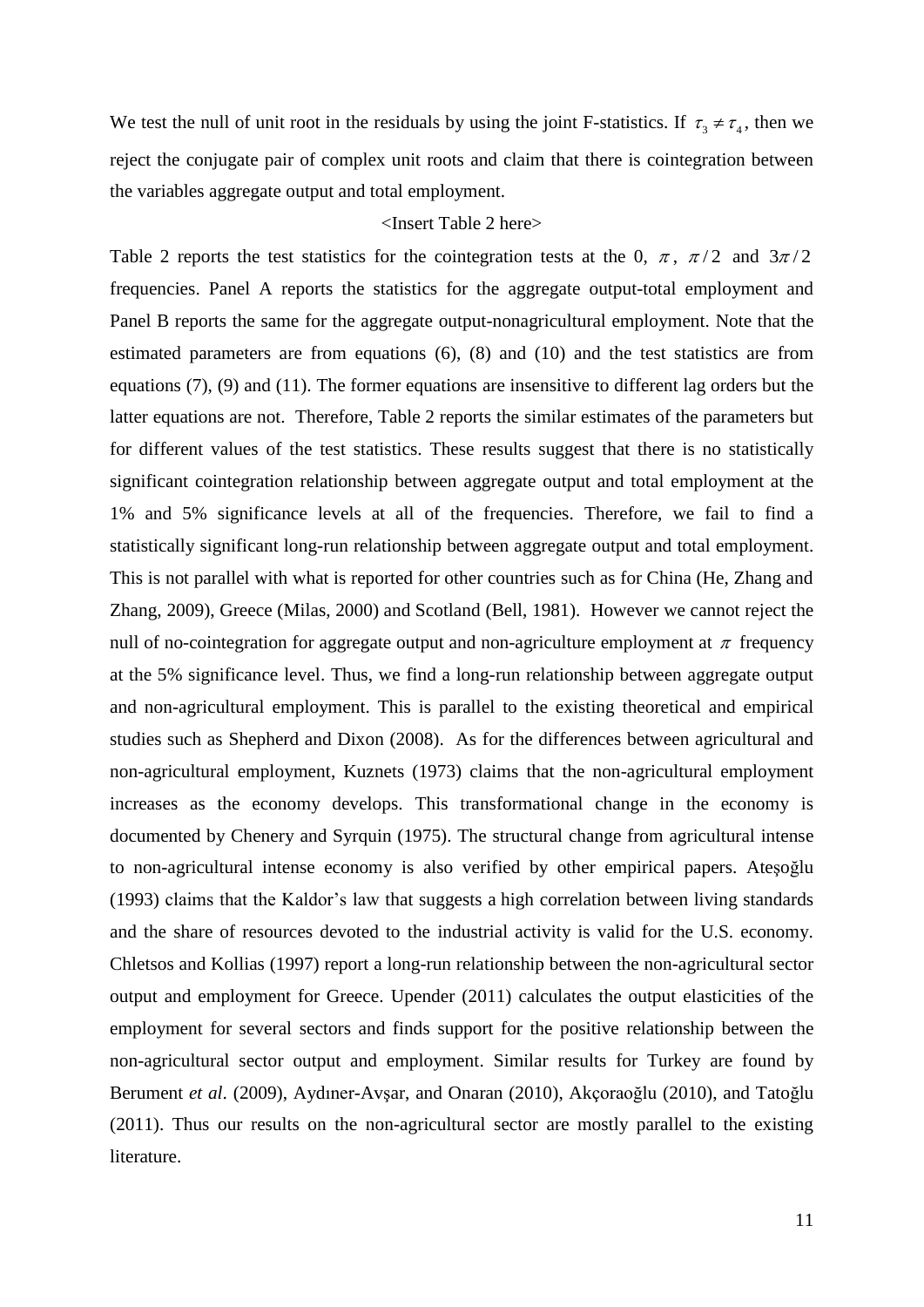We test the null of unit root in the residuals by using the joint F-statistics. If $\tau_3 \neq \tau_4$, then we reject the conjugate pair of complex unit roots and claim that there is cointegration between the variables aggregate output and total employment.

<Insert Table 2 here>

Table 2 reports the test statistics for the cointegration tests at the 0, $\pi$, $\pi/2$ and $3\pi/2$ frequencies. Panel A reports the statistics for the aggregate output-total employment and Panel B reports the same for the aggregate output-nonagricultural employment. Note that the estimated parameters are from equations (6), (8) and (10) and the test statistics are from equations (7), (9) and (11). The former equations are insensitive to different lag orders but the latter equations are not. Therefore, Table 2 reports the similar estimates of the parameters but for different values of the test statistics. These results suggest that there is no statistically significant cointegration relationship between aggregate output and total employment at the 1% and 5% significance levels at all of the frequencies. Therefore, we fail to find a statistically significant long-run relationship between aggregate output and total employment. This is not parallel with what is reported for other countries such as for China (He, Zhang and Zhang, 2009), Greece (Milas, 2000) and Scotland (Bell, 1981). However we cannot reject the null of no-cointegration for aggregate output and non-agriculture employment at $\pi$ frequency at the 5% significance level. Thus, we find a long-run relationship between aggregate output and non-agricultural employment. This is parallel to the existing theoretical and empirical studies such as Shepherd and Dixon (2008). As for the differences between agricultural and non-agricultural employment, Kuznets (1973) claims that the non-agricultural employment increases as the economy develops. This transformational change in the economy is documented by Chenery and Syrquin (1975). The structural change from agricultural intense to non-agricultural intense economy is also verified by other empirical papers. Ateşoğlu (1993) claims that the Kaldor's law that suggests a high correlation between living standards and the share of resources devoted to the industrial activity is valid for the U.S. economy. Chletsos and Kollias (1997) report a long-run relationship between the non-agricultural sector output and employment for Greece. Upender (2011) calculates the output elasticities of the employment for several sectors and finds support for the positive relationship between the non-agricultural sector output and employment. Similar results for Turkey are found by Berument *et al*. (2009), Aydıner-Avşar, and Onaran (2010), Akçoraoğlu (2010), and Tatoğlu (2011). Thus our results on the non-agricultural sector are mostly parallel to the existing literature.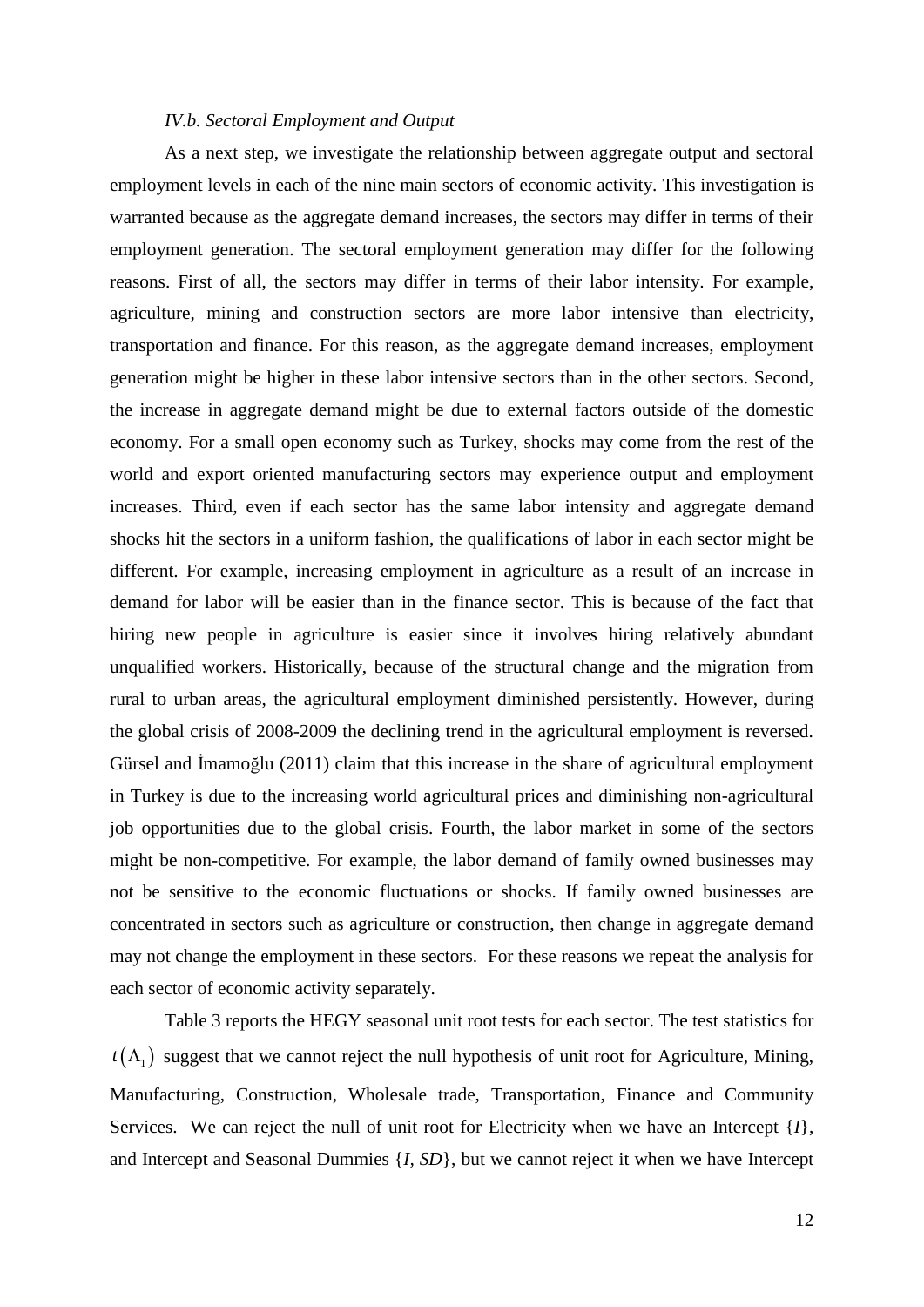### *IV.b. Sectoral Employment and Output*

As a next step, we investigate the relationship between aggregate output and sectoral employment levels in each of the nine main sectors of economic activity. This investigation is warranted because as the aggregate demand increases, the sectors may differ in terms of their employment generation. The sectoral employment generation may differ for the following reasons. First of all, the sectors may differ in terms of their labor intensity. For example, agriculture, mining and construction sectors are more labor intensive than electricity, transportation and finance. For this reason, as the aggregate demand increases, employment generation might be higher in these labor intensive sectors than in the other sectors. Second, the increase in aggregate demand might be due to external factors outside of the domestic economy. For a small open economy such as Turkey, shocks may come from the rest of the world and export oriented manufacturing sectors may experience output and employment increases. Third, even if each sector has the same labor intensity and aggregate demand shocks hit the sectors in a uniform fashion, the qualifications of labor in each sector might be different. For example, increasing employment in agriculture as a result of an increase in demand for labor will be easier than in the finance sector. This is because of the fact that hiring new people in agriculture is easier since it involves hiring relatively abundant unqualified workers. Historically, because of the structural change and the migration from rural to urban areas, the agricultural employment diminished persistently. However, during the global crisis of 2008-2009 the declining trend in the agricultural employment is reversed. Gürsel and İmamoğlu (2011) claim that this increase in the share of agricultural employment in Turkey is due to the increasing world agricultural prices and diminishing non-agricultural job opportunities due to the global crisis. Fourth, the labor market in some of the sectors might be non-competitive. For example, the labor demand of family owned businesses may not be sensitive to the economic fluctuations or shocks. If family owned businesses are concentrated in sectors such as agriculture or construction, then change in aggregate demand may not change the employment in these sectors. For these reasons we repeat the analysis for each sector of economic activity separately.

Table 3 reports the HEGY seasonal unit root tests for each sector. The test statistics for $t(\Lambda_1)$ suggest that we cannot reject the null hypothesis of unit root for Agriculture, Mining, Manufacturing, Construction, Wholesale trade, Transportation, Finance and Community Services. We can reject the null of unit root for Electricity when we have an Intercept {*I*}, and Intercept and Seasonal Dummies {*I, SD*}, but we cannot reject it when we have Intercept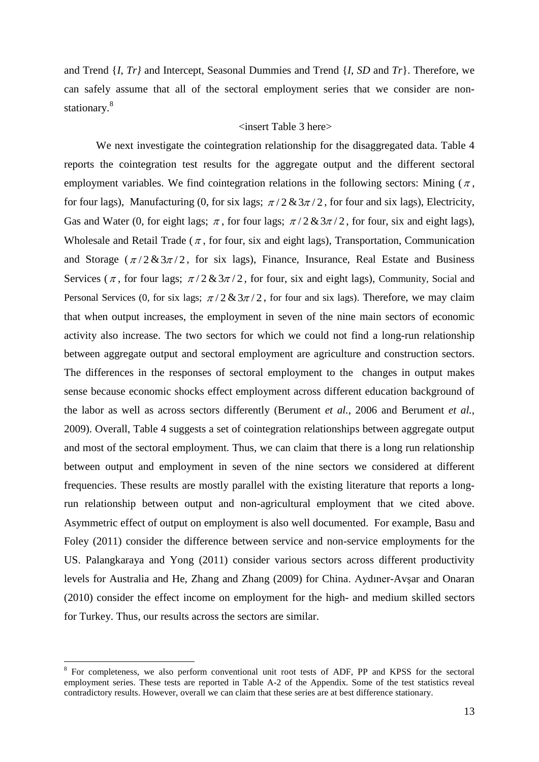and Trend {*I*, *Tr}* and Intercept, Seasonal Dummies and Trend {*I*, *SD* and *Tr*}. Therefore, we can safely assume that all of the sectoral employment series that we consider are non-stationary.[8]

<insert Table 3 here>

We next investigate the cointegration relationship for the disaggregated data. Table 4 reports the cointegration test results for the aggregate output and the different sectoral employment variables. We find cointegration relations in the following sectors: Mining ($\pi$, for four lags), Manufacturing (0, for six lags; $\pi/2$ & $3\pi/2$, for four and six lags), Electricity, Gas and Water (0, for eight lags; $\pi$, for four lags; $\pi/2$ & $3\pi/2$, for four, six and eight lags), Wholesale and Retail Trade ($\pi$, for four, six and eight lags), Transportation, Communication and Storage ($\pi/2$ & $3\pi/2$, for six lags), Finance, Insurance, Real Estate and Business Services ($\pi$, for four lags; $\pi/2$ & $3\pi/2$, for four, six and eight lags), Community, Social and Personal Services (0, for six lags; $\pi/2$ & $3\pi/2$, for four and six lags). Therefore, we may claim that when output increases, the employment in seven of the nine main sectors of economic activity also increase. The two sectors for which we could not find a long-run relationship between aggregate output and sectoral employment are agriculture and construction sectors. The differences in the responses of sectoral employment to the changes in output makes sense because economic shocks effect employment across different education background of the labor as well as across sectors differently (Berument *et al.*, 2006 and Berument *et al.*, 2009). Overall, Table 4 suggests a set of cointegration relationships between aggregate output and most of the sectoral employment. Thus, we can claim that there is a long run relationship between output and employment in seven of the nine sectors we considered at different frequencies. These results are mostly parallel with the existing literature that reports a long-run relationship between output and non-agricultural employment that we cited above. Asymmetric effect of output on employment is also well documented. For example, Basu and Foley (2011) consider the difference between service and non-service employments for the US. Palangkaraya and Yong (2011) consider various sectors across different productivity levels for Australia and He, Zhang and Zhang (2009) for China. Aydıner-Avşar and Onaran (2010) consider the effect income on employment for the high- and medium skilled sectors for Turkey. Thus, our results across the sectors are similar.

---

[8] For completeness, we also perform conventional unit root tests of ADF, PP and KPSS for the sectoral employment series. These tests are reported in Table A-2 of the Appendix. Some of the test statistics reveal contradictory results. However, overall we can claim that these series are at best difference stationary.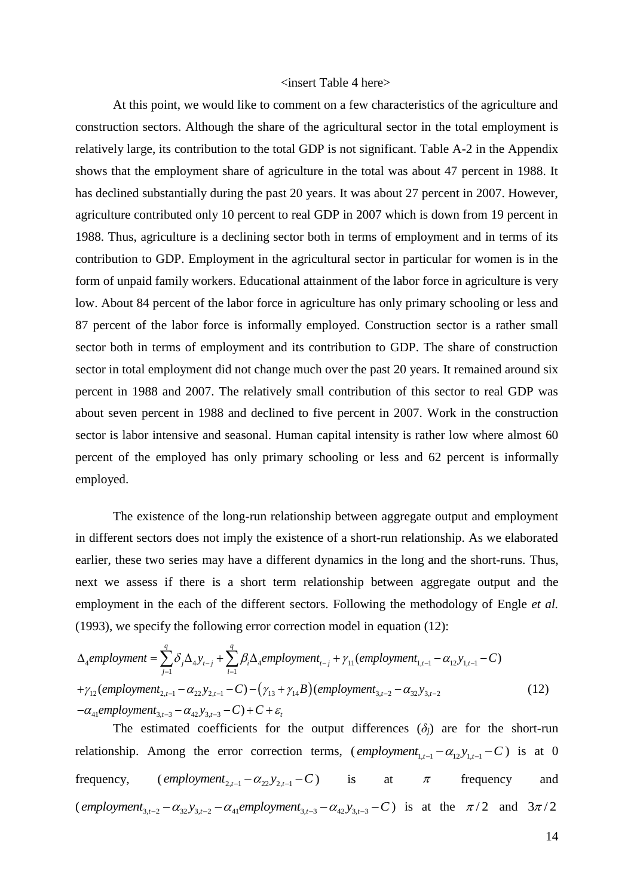<insert Table 4 here>

At this point, we would like to comment on a few characteristics of the agriculture and construction sectors. Although the share of the agricultural sector in the total employment is relatively large, its contribution to the total GDP is not significant. Table A-2 in the Appendix shows that the employment share of agriculture in the total was about 47 percent in 1988. It has declined substantially during the past 20 years. It was about 27 percent in 2007. However, agriculture contributed only 10 percent to real GDP in 2007 which is down from 19 percent in 1988. Thus, agriculture is a declining sector both in terms of employment and in terms of its contribution to GDP. Employment in the agricultural sector in particular for women is in the form of unpaid family workers. Educational attainment of the labor force in agriculture is very low. About 84 percent of the labor force in agriculture has only primary schooling or less and 87 percent of the labor force is informally employed. Construction sector is a rather small sector both in terms of employment and its contribution to GDP. The share of construction sector in total employment did not change much over the past 20 years. It remained around six percent in 1988 and 2007. The relatively small contribution of this sector to real GDP was about seven percent in 1988 and declined to five percent in 2007. Work in the construction sector is labor intensive and seasonal. Human capital intensity is rather low where almost 60 percent of the employed has only primary schooling or less and 62 percent is informally employed.

The existence of the long-run relationship between aggregate output and employment in different sectors does not imply the existence of a short-run relationship. As we elaborated earlier, these two series may have a different dynamics in the long and the short-runs. Thus, next we assess if there is a short term relationship between aggregate output and the employment in the each of the different sectors. Following the methodology of Engle *et al.* (1993), we specify the following error correction model in equation (12):

$$
\begin{aligned}
\Delta_4 employment &= \sum_{j=1}^{q} \delta_j \Delta_4 y_{t-j} + \sum_{i=1}^{q} \beta_i \Delta_4 employment_{t-j} + \gamma_{11}(employment_{1,t-1} - \alpha_{12} y_{1,t-1} - C) \\
&+ \gamma_{12}(employment_{2,t-1} - \alpha_{22} y_{2,t-1} - C) - (\gamma_{13} + \gamma_{14} B)(employment_{3,t-2} - \alpha_{32} y_{3,t-2} \\
&- \alpha_{41} employment_{3,t-3} - \alpha_{42} y_{3,t-3} - C) + C + \varepsilon_t
\end{aligned} \tag{12}
$$

The estimated coefficients for the output differences ($\delta_j$) are for the short-run relationship. Among the error correction terms, $(employment_{1,t-1} - \alpha_{12} y_{1,t-1} - C)$ is at 0 frequency, $(employment_{2,t-1} - \alpha_{22} y_{2,t-1} - C)$ is at $\pi$ frequency and $(employment_{3,t-2} - \alpha_{32} y_{3,t-2} - \alpha_{41} employment_{3,t-3} - \alpha_{42} y_{3,t-3} - C)$ is at the $\pi/2$ and $3\pi/2$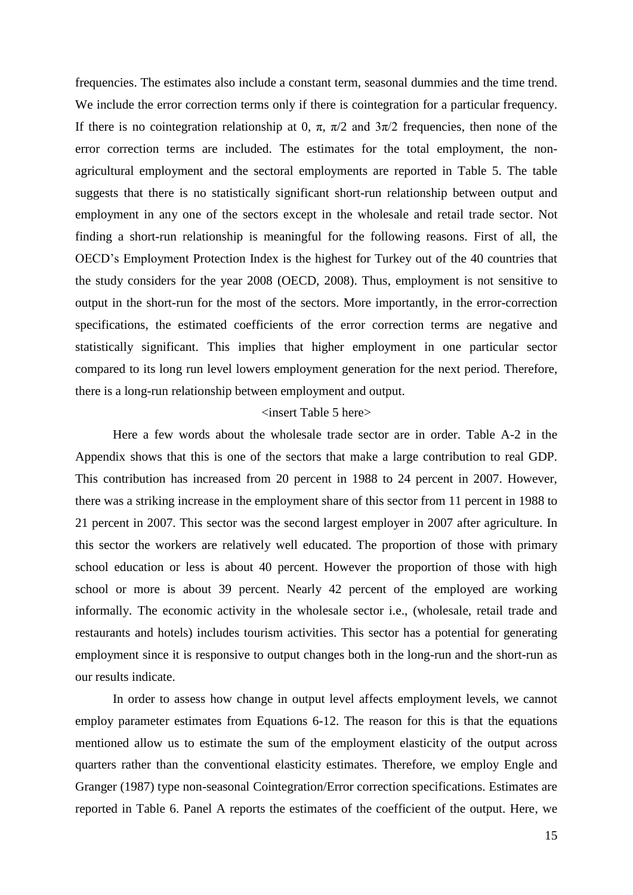frequencies. The estimates also include a constant term, seasonal dummies and the time trend. We include the error correction terms only if there is cointegration for a particular frequency. If there is no cointegration relationship at 0, $\pi$, $\pi/2$ and $3\pi/2$ frequencies, then none of the error correction terms are included. The estimates for the total employment, the non-agricultural employment and the sectoral employments are reported in Table 5. The table suggests that there is no statistically significant short-run relationship between output and employment in any one of the sectors except in the wholesale and retail trade sector. Not finding a short-run relationship is meaningful for the following reasons. First of all, the OECD's Employment Protection Index is the highest for Turkey out of the 40 countries that the study considers for the year 2008 (OECD, 2008). Thus, employment is not sensitive to output in the short-run for the most of the sectors. More importantly, in the error-correction specifications, the estimated coefficients of the error correction terms are negative and statistically significant. This implies that higher employment in one particular sector compared to its long run level lowers employment generation for the next period. Therefore, there is a long-run relationship between employment and output.

<insert Table 5 here>

Here a few words about the wholesale trade sector are in order. Table A-2 in the Appendix shows that this is one of the sectors that make a large contribution to real GDP. This contribution has increased from 20 percent in 1988 to 24 percent in 2007. However, there was a striking increase in the employment share of this sector from 11 percent in 1988 to 21 percent in 2007. This sector was the second largest employer in 2007 after agriculture. In this sector the workers are relatively well educated. The proportion of those with primary school education or less is about 40 percent. However the proportion of those with high school or more is about 39 percent. Nearly 42 percent of the employed are working informally. The economic activity in the wholesale sector i.e., (wholesale, retail trade and restaurants and hotels) includes tourism activities. This sector has a potential for generating employment since it is responsive to output changes both in the long-run and the short-run as our results indicate.

In order to assess how change in output level affects employment levels, we cannot employ parameter estimates from Equations 6-12. The reason for this is that the equations mentioned allow us to estimate the sum of the employment elasticity of the output across quarters rather than the conventional elasticity estimates. Therefore, we employ Engle and Granger (1987) type non-seasonal Cointegration/Error correction specifications. Estimates are reported in Table 6. Panel A reports the estimates of the coefficient of the output. Here, we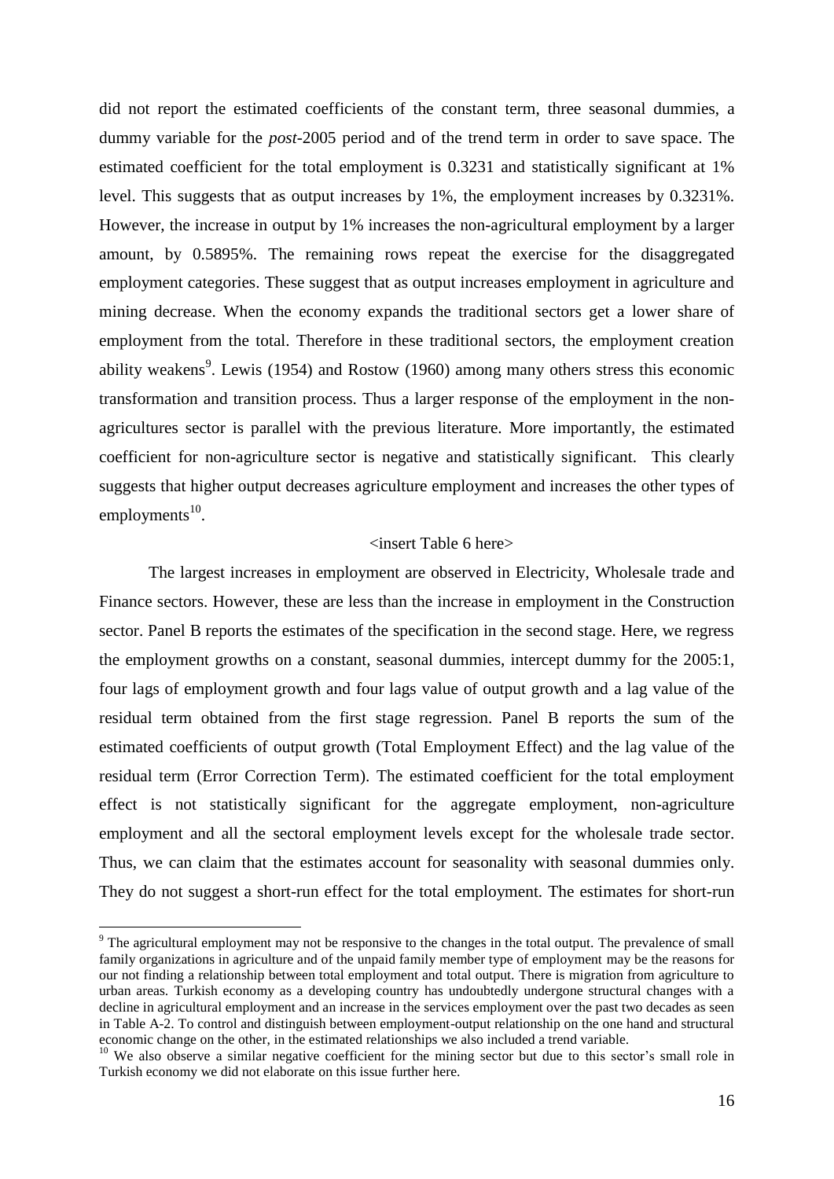did not report the estimated coefficients of the constant term, three seasonal dummies, a dummy variable for the *post*-2005 period and of the trend term in order to save space. The estimated coefficient for the total employment is 0.3231 and statistically significant at 1% level. This suggests that as output increases by 1%, the employment increases by 0.3231%. However, the increase in output by 1% increases the non-agricultural employment by a larger amount, by 0.5895%. The remaining rows repeat the exercise for the disaggregated employment categories. These suggest that as output increases employment in agriculture and mining decrease. When the economy expands the traditional sectors get a lower share of employment from the total. Therefore in these traditional sectors, the employment creation ability weakens[9]. Lewis (1954) and Rostow (1960) among many others stress this economic transformation and transition process. Thus a larger response of the employment in the non-agricultures sector is parallel with the previous literature. More importantly, the estimated coefficient for non-agriculture sector is negative and statistically significant. This clearly suggests that higher output decreases agriculture employment and increases the other types of employments[10].

<insert Table 6 here>

The largest increases in employment are observed in Electricity, Wholesale trade and Finance sectors. However, these are less than the increase in employment in the Construction sector. Panel B reports the estimates of the specification in the second stage. Here, we regress the employment growths on a constant, seasonal dummies, intercept dummy for the 2005:1, four lags of employment growth and four lags value of output growth and a lag value of the residual term obtained from the first stage regression. Panel B reports the sum of the estimated coefficients of output growth (Total Employment Effect) and the lag value of the residual term (Error Correction Term). The estimated coefficient for the total employment effect is not statistically significant for the aggregate employment, non-agriculture employment and all the sectoral employment levels except for the wholesale trade sector. Thus, we can claim that the estimates account for seasonality with seasonal dummies only. They do not suggest a short-run effect for the total employment. The estimates for short-run

---

[9] The agricultural employment may not be responsive to the changes in the total output. The prevalence of small family organizations in agriculture and of the unpaid family member type of employment may be the reasons for our not finding a relationship between total employment and total output. There is migration from agriculture to urban areas. Turkish economy as a developing country has undoubtedly undergone structural changes with a decline in agricultural employment and an increase in the services employment over the past two decades as seen in Table A-2. To control and distinguish between employment-output relationship on the one hand and structural economic change on the other, in the estimated relationships we also included a trend variable.

[10] We also observe a similar negative coefficient for the mining sector but due to this sector's small role in Turkish economy we did not elaborate on this issue further here.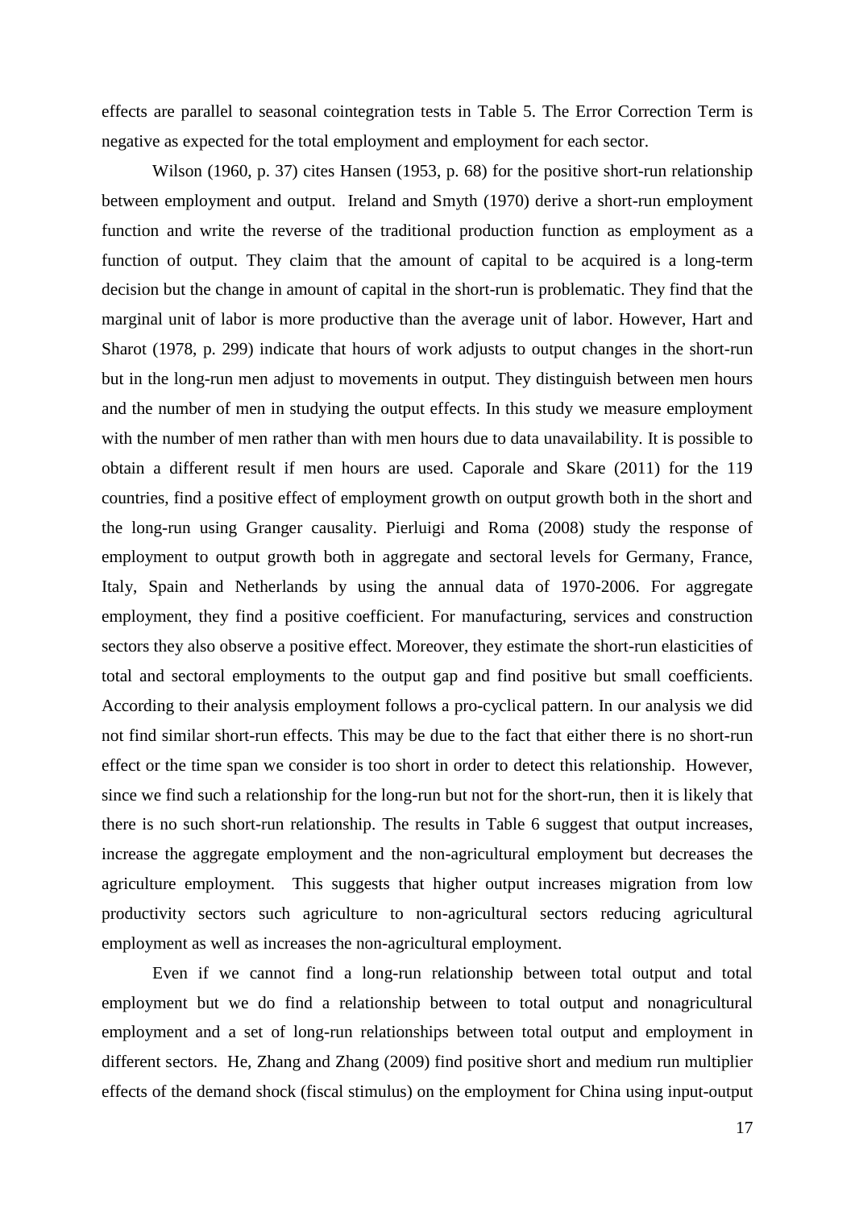effects are parallel to seasonal cointegration tests in Table 5. The Error Correction Term is negative as expected for the total employment and employment for each sector.

Wilson (1960, p. 37) cites Hansen (1953, p. 68) for the positive short-run relationship between employment and output. Ireland and Smyth (1970) derive a short-run employment function and write the reverse of the traditional production function as employment as a function of output. They claim that the amount of capital to be acquired is a long-term decision but the change in amount of capital in the short-run is problematic. They find that the marginal unit of labor is more productive than the average unit of labor. However, Hart and Sharot (1978, p. 299) indicate that hours of work adjusts to output changes in the short-run but in the long-run men adjust to movements in output. They distinguish between men hours and the number of men in studying the output effects. In this study we measure employment with the number of men rather than with men hours due to data unavailability. It is possible to obtain a different result if men hours are used. Caporale and Skare (2011) for the 119 countries, find a positive effect of employment growth on output growth both in the short and the long-run using Granger causality. Pierluigi and Roma (2008) study the response of employment to output growth both in aggregate and sectoral levels for Germany, France, Italy, Spain and Netherlands by using the annual data of 1970-2006. For aggregate employment, they find a positive coefficient. For manufacturing, services and construction sectors they also observe a positive effect. Moreover, they estimate the short-run elasticities of total and sectoral employments to the output gap and find positive but small coefficients. According to their analysis employment follows a pro-cyclical pattern. In our analysis we did not find similar short-run effects. This may be due to the fact that either there is no short-run effect or the time span we consider is too short in order to detect this relationship. However, since we find such a relationship for the long-run but not for the short-run, then it is likely that there is no such short-run relationship. The results in Table 6 suggest that output increases, increase the aggregate employment and the non-agricultural employment but decreases the agriculture employment. This suggests that higher output increases migration from low productivity sectors such agriculture to non-agricultural sectors reducing agricultural employment as well as increases the non-agricultural employment.

Even if we cannot find a long-run relationship between total output and total employment but we do find a relationship between to total output and nonagricultural employment and a set of long-run relationships between total output and employment in different sectors. He, Zhang and Zhang (2009) find positive short and medium run multiplier effects of the demand shock (fiscal stimulus) on the employment for China using input-output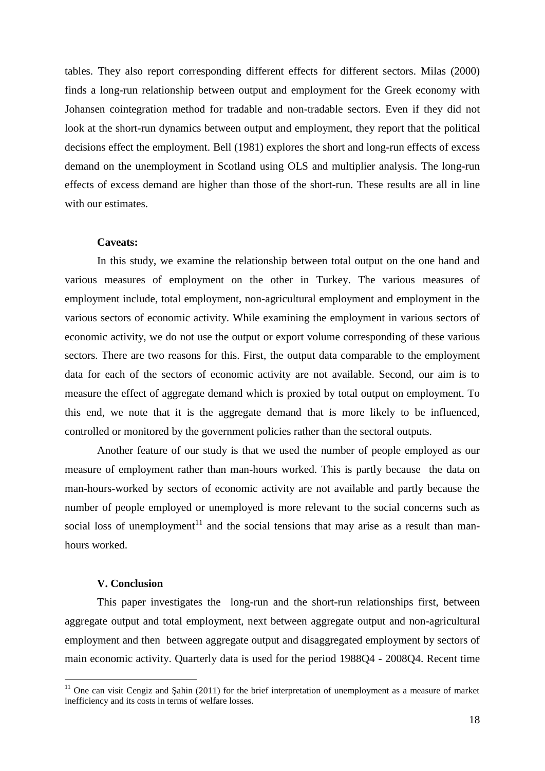tables. They also report corresponding different effects for different sectors. Milas (2000) finds a long-run relationship between output and employment for the Greek economy with Johansen cointegration method for tradable and non-tradable sectors. Even if they did not look at the short-run dynamics between output and employment, they report that the political decisions effect the employment. Bell (1981) explores the short and long-run effects of excess demand on the unemployment in Scotland using OLS and multiplier analysis. The long-run effects of excess demand are higher than those of the short-run. These results are all in line with our estimates.

**Caveats:**

In this study, we examine the relationship between total output on the one hand and various measures of employment on the other in Turkey. The various measures of employment include, total employment, non-agricultural employment and employment in the various sectors of economic activity. While examining the employment in various sectors of economic activity, we do not use the output or export volume corresponding of these various sectors. There are two reasons for this. First, the output data comparable to the employment data for each of the sectors of economic activity are not available. Second, our aim is to measure the effect of aggregate demand which is proxied by total output on employment. To this end, we note that it is the aggregate demand that is more likely to be influenced, controlled or monitored by the government policies rather than the sectoral outputs.

Another feature of our study is that we used the number of people employed as our measure of employment rather than man-hours worked. This is partly because the data on man-hours-worked by sectors of economic activity are not available and partly because the number of people employed or unemployed is more relevant to the social concerns such as social loss of unemployment[11] and the social tensions that may arise as a result than man-hours worked.

## V. Conclusion

This paper investigates the long-run and the short-run relationships first, between aggregate output and total employment, next between aggregate output and non-agricultural employment and then between aggregate output and disaggregated employment by sectors of main economic activity. Quarterly data is used for the period 1988Q4 - 2008Q4. Recent time

[11] One can visit Cengiz and Şahin (2011) for the brief interpretation of unemployment as a measure of market inefficiency and its costs in terms of welfare losses.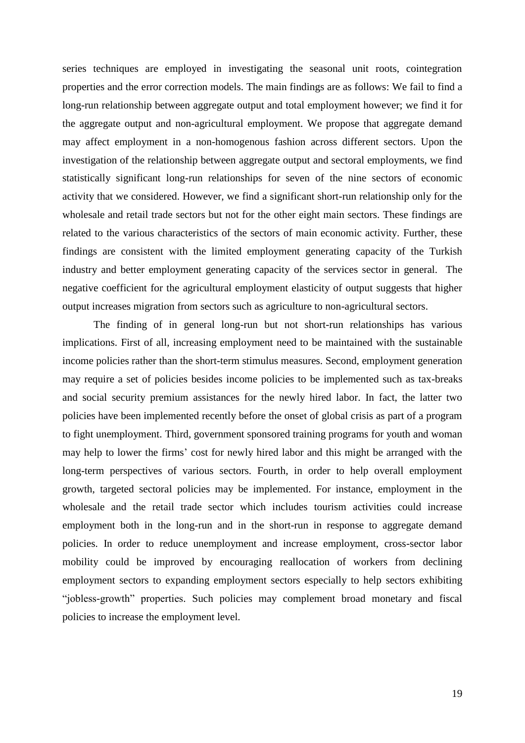series techniques are employed in investigating the seasonal unit roots, cointegration properties and the error correction models. The main findings are as follows: We fail to find a long-run relationship between aggregate output and total employment however; we find it for the aggregate output and non-agricultural employment. We propose that aggregate demand may affect employment in a non-homogenous fashion across different sectors. Upon the investigation of the relationship between aggregate output and sectoral employments, we find statistically significant long-run relationships for seven of the nine sectors of economic activity that we considered. However, we find a significant short-run relationship only for the wholesale and retail trade sectors but not for the other eight main sectors. These findings are related to the various characteristics of the sectors of main economic activity. Further, these findings are consistent with the limited employment generating capacity of the Turkish industry and better employment generating capacity of the services sector in general. The negative coefficient for the agricultural employment elasticity of output suggests that higher output increases migration from sectors such as agriculture to non-agricultural sectors.

The finding of in general long-run but not short-run relationships has various implications. First of all, increasing employment need to be maintained with the sustainable income policies rather than the short-term stimulus measures. Second, employment generation may require a set of policies besides income policies to be implemented such as tax-breaks and social security premium assistances for the newly hired labor. In fact, the latter two policies have been implemented recently before the onset of global crisis as part of a program to fight unemployment. Third, government sponsored training programs for youth and woman may help to lower the firms' cost for newly hired labor and this might be arranged with the long-term perspectives of various sectors. Fourth, in order to help overall employment growth, targeted sectoral policies may be implemented. For instance, employment in the wholesale and the retail trade sector which includes tourism activities could increase employment both in the long-run and in the short-run in response to aggregate demand policies. In order to reduce unemployment and increase employment, cross-sector labor mobility could be improved by encouraging reallocation of workers from declining employment sectors to expanding employment sectors especially to help sectors exhibiting "jobless-growth" properties. Such policies may complement broad monetary and fiscal policies to increase the employment level.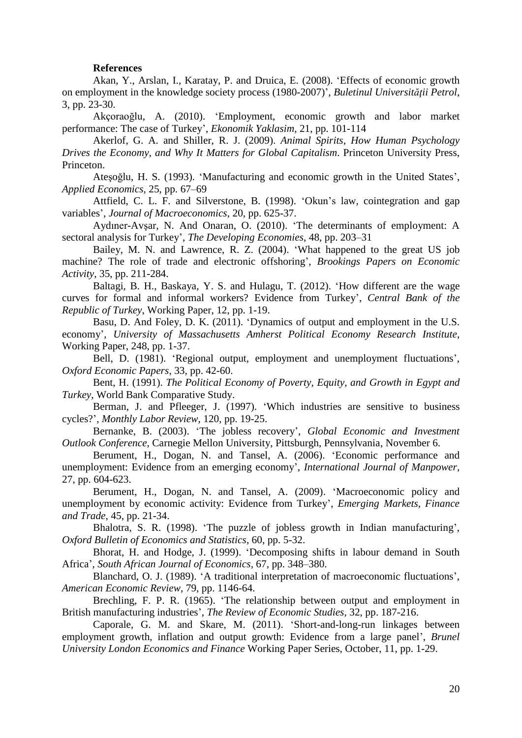**References**

Akan, Y., Arslan, I., Karatay, P. and Druica, E. (2008). 'Effects of economic growth on employment in the knowledge society process (1980-2007)', *Buletinul Universităţii Petrol*, 3, pp. 23-30.

Akçoraoğlu, A. (2010). 'Employment, economic growth and labor market performance: The case of Turkey', *Ekonomik Yaklasim*, 21, pp. 101-114

Akerlof, G. A. and Shiller, R. J. (2009). *Animal Spirits, How Human Psychology Drives the Economy, and Why It Matters for Global Capitalism*. Princeton University Press, Princeton.

Ateşoğlu, H. S. (1993). 'Manufacturing and economic growth in the United States', *Applied Economics*, 25, pp. 67–69

Attfield, C. L. F. and Silverstone, B. (1998). 'Okun's law, cointegration and gap variables', *Journal of Macroeconomics*, 20, pp. 625-37.

Aydıner-Avşar, N. And Onaran, O. (2010). 'The determinants of employment: A sectoral analysis for Turkey', *The Developing Economies*, 48, pp. 203–31

Bailey, M. N. and Lawrence, R. Z. (2004). 'What happened to the great US job machine? The role of trade and electronic offshoring', *Brookings Papers on Economic Activity*, 35, pp. 211-284.

Baltagi, B. H., Baskaya, Y. S. and Hulagu, T. (2012). 'How different are the wage curves for formal and informal workers? Evidence from Turkey', *Central Bank of the Republic of Turkey*, Working Paper, 12, pp. 1-19.

Basu, D. And Foley, D. K. (2011). 'Dynamics of output and employment in the U.S. economy', *University of Massachusetts Amherst Political Economy Research Institute*, Working Paper, 248, pp. 1-37.

Bell, D. (1981). 'Regional output, employment and unemployment fluctuations', *Oxford Economic Papers*, 33, pp. 42-60.

Bent, H. (1991). *The Political Economy of Poverty, Equity, and Growth in Egypt and Turkey*, World Bank Comparative Study.

Berman, J. and Pfleeger, J. (1997). 'Which industries are sensitive to business cycles?', *Monthly Labor Review*, 120, pp. 19-25.

Bernanke, B. (2003). 'The jobless recovery', *Global Economic and Investment Outlook Conference*, Carnegie Mellon University, Pittsburgh, Pennsylvania, November 6.

Berument, H., Dogan, N. and Tansel, A. (2006). 'Economic performance and unemployment: Evidence from an emerging economy', *International Journal of Manpower*, 27, pp. 604-623.

Berument, H., Dogan, N. and Tansel, A. (2009). 'Macroeconomic policy and unemployment by economic activity: Evidence from Turkey', *Emerging Markets, Finance and Trade*, 45, pp. 21-34.

Bhalotra, S. R. (1998). 'The puzzle of jobless growth in Indian manufacturing', *Oxford Bulletin of Economics and Statistics*, 60, pp. 5-32.

Bhorat, H. and Hodge, J. (1999). 'Decomposing shifts in labour demand in South Africa', *South African Journal of Economics*, 67, pp. 348–380.

Blanchard, O. J. (1989). 'A traditional interpretation of macroeconomic fluctuations', *American Economic Review*, 79, pp. 1146-64.

Brechling, F. P. R. (1965). 'The relationship between output and employment in British manufacturing industries', *The Review of Economic Studies*, 32, pp. 187-216.

Caporale, G. M. and Skare, M. (2011). 'Short-and-long-run linkages between employment growth, inflation and output growth: Evidence from a large panel', *Brunel University London Economics and Finance* Working Paper Series, October, 11, pp. 1-29.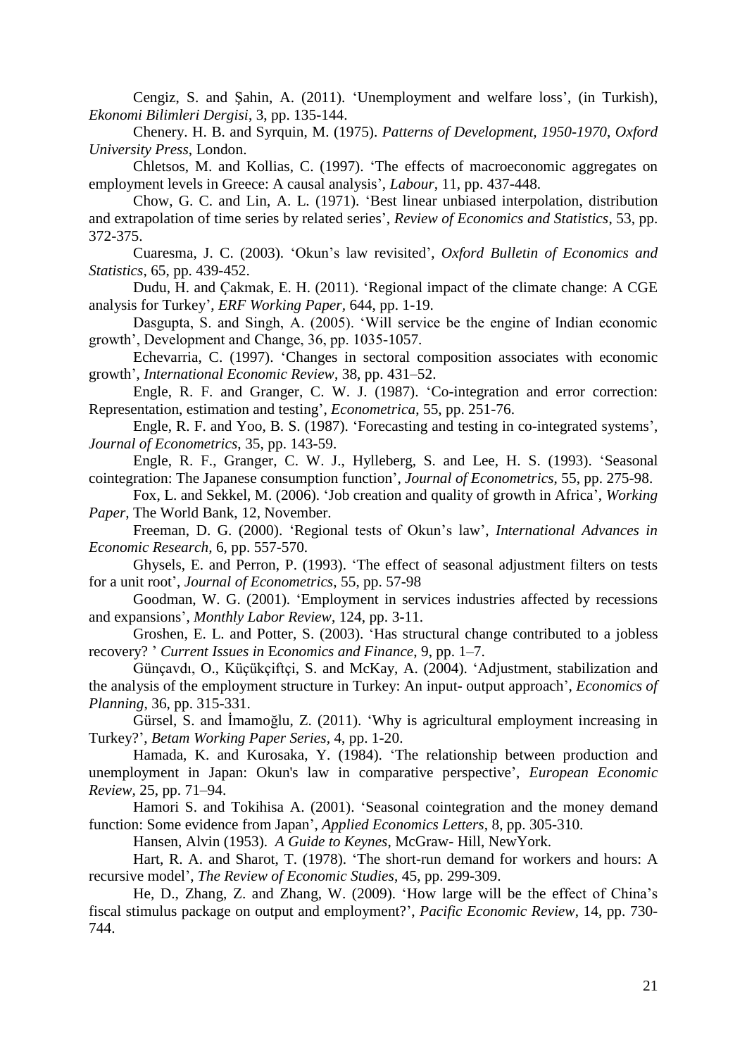Cengiz, S. and Şahin, A. (2011). 'Unemployment and welfare loss', (in Turkish), *Ekonomi Bilimleri Dergisi*, 3, pp. 135-144.

Chenery. H. B. and Syrquin, M. (1975). *Patterns of Development, 1950-1970, Oxford University Press*, London.

Chletsos, M. and Kollias, C. (1997). 'The effects of macroeconomic aggregates on employment levels in Greece: A causal analysis', *Labour*, 11, pp. 437-448.

Chow, G. C. and Lin, A. L. (1971). 'Best linear unbiased interpolation, distribution and extrapolation of time series by related series', *Review of Economics and Statistics*, 53, pp. 372-375.

Cuaresma, J. C. (2003). 'Okun's law revisited', *Oxford Bulletin of Economics and Statistics*, 65, pp. 439-452.

Dudu, H. and Çakmak, E. H. (2011). 'Regional impact of the climate change: A CGE analysis for Turkey', *ERF Working Paper*, 644, pp. 1-19.

Dasgupta, S. and Singh, A. (2005). 'Will service be the engine of Indian economic growth', Development and Change, 36, pp. 1035-1057.

Echevarria, C. (1997). 'Changes in sectoral composition associates with economic growth', *International Economic Review*, 38, pp. 431–52.

Engle, R. F. and Granger, C. W. J. (1987). 'Co-integration and error correction: Representation, estimation and testing', *Econometrica*, 55, pp. 251-76.

Engle, R. F. and Yoo, B. S. (1987). 'Forecasting and testing in co-integrated systems', *Journal of Econometrics*, 35, pp. 143-59.

Engle, R. F., Granger, C. W. J., Hylleberg, S. and Lee, H. S. (1993). 'Seasonal cointegration: The Japanese consumption function', *Journal of Econometrics*, 55, pp. 275-98.

Fox, L. and Sekkel, M. (2006). 'Job creation and quality of growth in Africa', *Working Paper*, The World Bank, 12, November.

Freeman, D. G. (2000). 'Regional tests of Okun's law', *International Advances in Economic Research*, 6, pp. 557-570.

Ghysels, E. and Perron, P. (1993). 'The effect of seasonal adjustment filters on tests for a unit root', *Journal of Econometrics*, 55, pp. 57-98

Goodman, W. G. (2001). 'Employment in services industries affected by recessions and expansions', *Monthly Labor Review*, 124, pp. 3-11.

Groshen, E. L. and Potter, S. (2003). 'Has structural change contributed to a jobless recovery? ' *Current Issues in Economics and Finance*, 9, pp. 1–7.

Günçavdı, O., Küçükçiftçi, S. and McKay, A. (2004). 'Adjustment, stabilization and the analysis of the employment structure in Turkey: An input- output approach', *Economics of Planning*, 36, pp. 315-331.

Gürsel, S. and İmamoğlu, Z. (2011). 'Why is agricultural employment increasing in Turkey?', *Betam Working Paper Series*, 4, pp. 1-20.

Hamada, K. and Kurosaka, Y. (1984). 'The relationship between production and unemployment in Japan: Okun's law in comparative perspective', *European Economic Review*, 25, pp. 71–94.

Hamori S. and Tokihisa A. (2001). 'Seasonal cointegration and the money demand function: Some evidence from Japan', *Applied Economics Letters*, 8, pp. 305-310.

Hansen, Alvin (1953). *A Guide to Keynes*, McGraw- Hill, NewYork.

Hart, R. A. and Sharot, T. (1978). 'The short-run demand for workers and hours: A recursive model', *The Review of Economic Studies*, 45, pp. 299-309.

He, D., Zhang, Z. and Zhang, W. (2009). 'How large will be the effect of China's fiscal stimulus package on output and employment?', *Pacific Economic Review*, 14, pp. 730-744.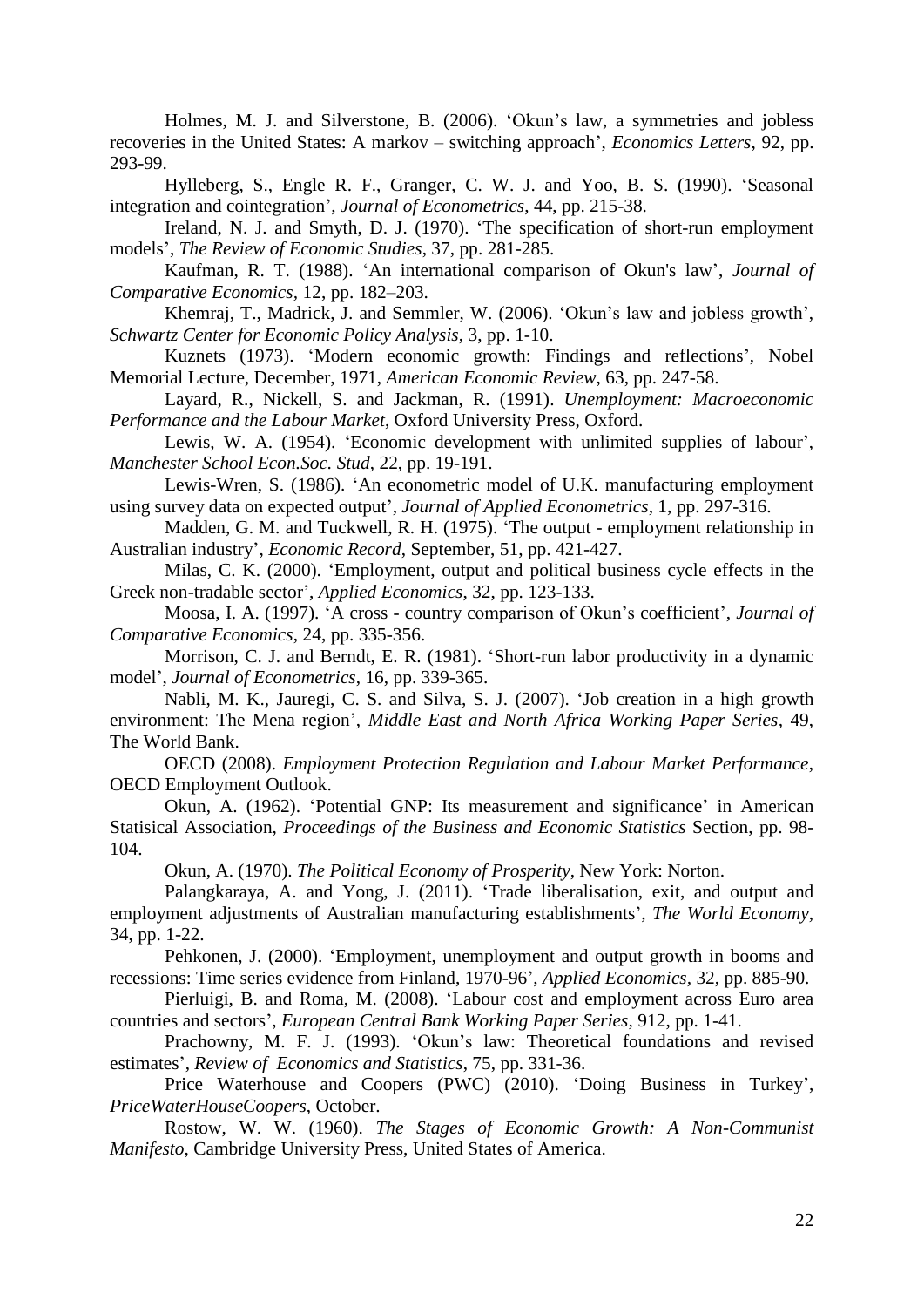Holmes, M. J. and Silverstone, B. (2006). 'Okun's law, a symmetries and jobless recoveries in the United States: A markov – switching approach', *Economics Letters*, 92, pp. 293-99.

Hylleberg, S., Engle R. F., Granger, C. W. J. and Yoo, B. S. (1990). 'Seasonal integration and cointegration', *Journal of Econometrics*, 44, pp. 215-38.

Ireland, N. J. and Smyth, D. J. (1970). 'The specification of short-run employment models', *The Review of Economic Studies*, 37, pp. 281-285.

Kaufman, R. T. (1988). 'An international comparison of Okun's law', *Journal of Comparative Economics*, 12, pp. 182–203.

Khemraj, T., Madrick, J. and Semmler, W. (2006). 'Okun's law and jobless growth', *Schwartz Center for Economic Policy Analysis*, 3, pp. 1-10.

Kuznets (1973). 'Modern economic growth: Findings and reflections', Nobel Memorial Lecture, December, 1971, *American Economic Review*, 63, pp. 247-58.

Layard, R., Nickell, S. and Jackman, R. (1991). *Unemployment: Macroeconomic Performance and the Labour Market*, Oxford University Press, Oxford.

Lewis, W. A. (1954). 'Economic development with unlimited supplies of labour', *Manchester School Econ.Soc. Stud*, 22, pp. 19-191.

Lewis-Wren, S. (1986). 'An econometric model of U.K. manufacturing employment using survey data on expected output', *Journal of Applied Econometrics*, 1, pp. 297-316.

Madden, G. M. and Tuckwell, R. H. (1975). 'The output - employment relationship in Australian industry', *Economic Record*, September, 51, pp. 421-427.

Milas, C. K. (2000). 'Employment, output and political business cycle effects in the Greek non-tradable sector', *Applied Economics*, 32, pp. 123-133.

Moosa, I. A. (1997). 'A cross - country comparison of Okun's coefficient', *Journal of Comparative Economics*, 24, pp. 335-356.

Morrison, C. J. and Berndt, E. R. (1981). 'Short-run labor productivity in a dynamic model', *Journal of Econometrics*, 16, pp. 339-365.

Nabli, M. K., Jauregi, C. S. and Silva, S. J. (2007). 'Job creation in a high growth environment: The Mena region', *Middle East and North Africa Working Paper Series*, 49, The World Bank.

OECD (2008). *Employment Protection Regulation and Labour Market Performance*, OECD Employment Outlook.

Okun, A. (1962). 'Potential GNP: Its measurement and significance' in American Statisical Association, *Proceedings of the Business and Economic Statistics* Section, pp. 98-104.

Okun, A. (1970). *The Political Economy of Prosperity*, New York: Norton.

Palangkaraya, A. and Yong, J. (2011). 'Trade liberalisation, exit, and output and employment adjustments of Australian manufacturing establishments', *The World Economy*, 34, pp. 1-22.

Pehkonen, J. (2000). 'Employment, unemployment and output growth in booms and recessions: Time series evidence from Finland, 1970-96', *Applied Economics*, 32, pp. 885-90.

Pierluigi, B. and Roma, M. (2008). 'Labour cost and employment across Euro area countries and sectors', *European Central Bank Working Paper Series*, 912, pp. 1-41.

Prachowny, M. F. J. (1993). 'Okun's law: Theoretical foundations and revised estimates', *Review of Economics and Statistics*, 75, pp. 331-36.

Price Waterhouse and Coopers (PWC) (2010). 'Doing Business in Turkey', *PriceWaterHouseCoopers*, October.

Rostow, W. W. (1960). *The Stages of Economic Growth: A Non-Communist Manifesto*, Cambridge University Press, United States of America.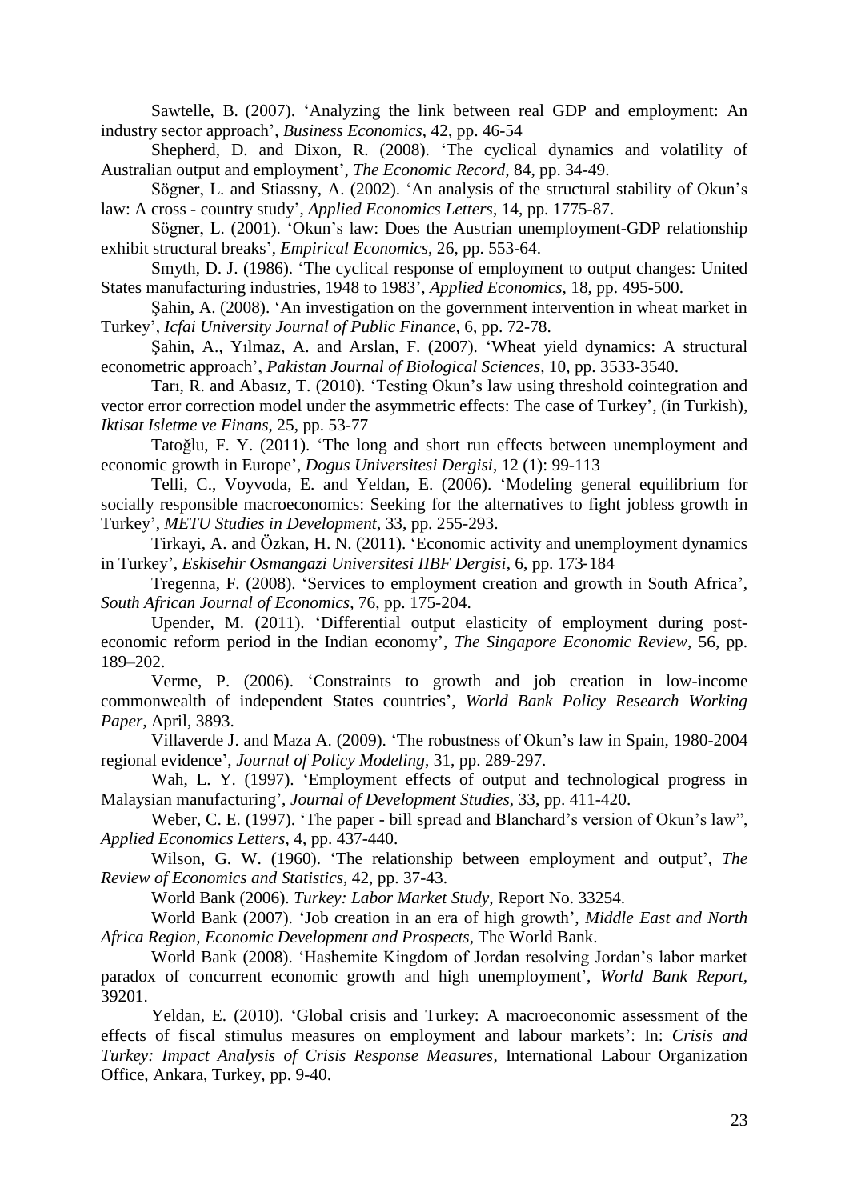Sawtelle, B. (2007). 'Analyzing the link between real GDP and employment: An industry sector approach', *Business Economics*, 42, pp. 46-54

Shepherd, D. and Dixon, R. (2008). 'The cyclical dynamics and volatility of Australian output and employment', *The Economic Record*, 84, pp. 34-49.

Sögner, L. and Stiassny, A. (2002). 'An analysis of the structural stability of Okun's law: A cross - country study', *Applied Economics Letters*, 14, pp. 1775-87.

Sögner, L. (2001). 'Okun's law: Does the Austrian unemployment-GDP relationship exhibit structural breaks', *Empirical Economics*, 26, pp. 553-64.

Smyth, D. J. (1986). 'The cyclical response of employment to output changes: United States manufacturing industries, 1948 to 1983', *Applied Economics*, 18, pp. 495-500.

Şahin, A. (2008). 'An investigation on the government intervention in wheat market in Turkey', *Icfai University Journal of Public Finance*, 6, pp. 72-78.

Şahin, A., Yılmaz, A. and Arslan, F. (2007). 'Wheat yield dynamics: A structural econometric approach', *Pakistan Journal of Biological Sciences*, 10, pp. 3533-3540.

Tarı, R. and Abasız, T. (2010). 'Testing Okun's law using threshold cointegration and vector error correction model under the asymmetric effects: The case of Turkey', (in Turkish), *Iktisat Isletme ve Finans*, 25, pp. 53-77

Tatoğlu, F. Y. (2011). 'The long and short run effects between unemployment and economic growth in Europe', *Dogus Universitesi Dergisi*, 12 (1): 99-113

Telli, C., Voyvoda, E. and Yeldan, E. (2006). 'Modeling general equilibrium for socially responsible macroeconomics: Seeking for the alternatives to fight jobless growth in Turkey', *METU Studies in Development*, 33, pp. 255-293.

Tirkayi, A. and Özkan, H. N. (2011). 'Economic activity and unemployment dynamics in Turkey', *Eskisehir Osmangazi Universitesi IIBF Dergisi*, 6, pp. 173-184

Tregenna, F. (2008). 'Services to employment creation and growth in South Africa', *South African Journal of Economics*, 76, pp. 175-204.

Upender, M. (2011). 'Differential output elasticity of employment during post-economic reform period in the Indian economy', *The Singapore Economic Review*, 56, pp. 189–202.

Verme, P. (2006). 'Constraints to growth and job creation in low-income commonwealth of independent States countries', *World Bank Policy Research Working Paper*, April, 3893.

Villaverde J. and Maza A. (2009). 'The robustness of Okun's law in Spain, 1980-2004 regional evidence', *Journal of Policy Modeling*, 31, pp. 289-297.

Wah, L. Y. (1997). 'Employment effects of output and technological progress in Malaysian manufacturing', *Journal of Development Studies*, 33, pp. 411-420.

Weber, C. E. (1997). 'The paper - bill spread and Blanchard's version of Okun's law", *Applied Economics Letters*, 4, pp. 437-440.

Wilson, G. W. (1960). 'The relationship between employment and output', *The Review of Economics and Statistics*, 42, pp. 37-43.

World Bank (2006). *Turkey: Labor Market Study*, Report No. 33254.

World Bank (2007). 'Job creation in an era of high growth', *Middle East and North Africa Region, Economic Development and Prospects*, The World Bank.

World Bank (2008). 'Hashemite Kingdom of Jordan resolving Jordan's labor market paradox of concurrent economic growth and high unemployment', *World Bank Report*, 39201.

Yeldan, E. (2010). 'Global crisis and Turkey: A macroeconomic assessment of the effects of fiscal stimulus measures on employment and labour markets': In: *Crisis and Turkey: Impact Analysis of Crisis Response Measures*, International Labour Organization Office, Ankara, Turkey, pp. 9-40.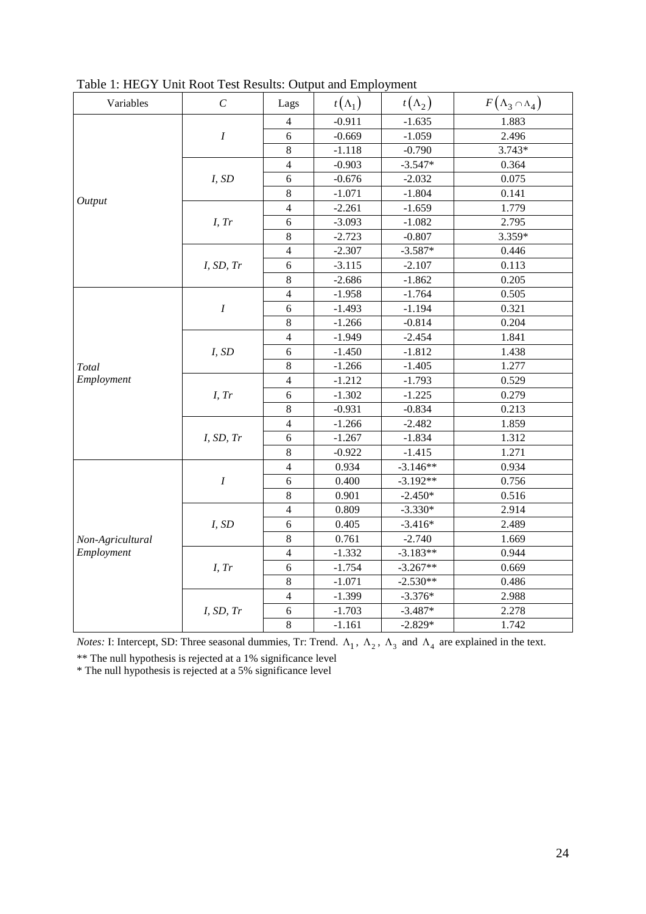Table 1: HEGY Unit Root Test Results: Output and Employment

| Variables | $C$ | Lags | $t(\Lambda_1)$ | $t(\Lambda_2)$ | $F(\Lambda_3 \cap \Lambda_4)$ |
|---|---|---|---|---|---|
| *Output* | *I* | 4 | -0.911 | -1.635 | 1.883 |
| | | 6 | -0.669 | -1.059 | 2.496 |
| | | 8 | -1.118 | -0.790 | 3.743* |
| | *I, SD* | 4 | -0.903 | -3.547* | 0.364 |
| | | 6 | -0.676 | -2.032 | 0.075 |
| | | 8 | -1.071 | -1.804 | 0.141 |
| | *I, Tr* | 4 | -2.261 | -1.659 | 1.779 |
| | | 6 | -3.093 | -1.082 | 2.795 |
| | | 8 | -2.723 | -0.807 | 3.359* |
| | *I, SD, Tr* | 4 | -2.307 | -3.587* | 0.446 |
| | | 6 | -3.115 | -2.107 | 0.113 |
| | | 8 | -2.686 | -1.862 | 0.205 |
| *Total Employment* | *I* | 4 | -1.958 | -1.764 | 0.505 |
| | | 6 | -1.493 | -1.194 | 0.321 |
| | | 8 | -1.266 | -0.814 | 0.204 |
| | *I, SD* | 4 | -1.949 | -2.454 | 1.841 |
| | | 6 | -1.450 | -1.812 | 1.438 |
| | | 8 | -1.266 | -1.405 | 1.277 |
| | *I, Tr* | 4 | -1.212 | -1.793 | 0.529 |
| | | 6 | -1.302 | -1.225 | 0.279 |
| | | 8 | -0.931 | -0.834 | 0.213 |
| | *I, SD, Tr* | 4 | -1.266 | -2.482 | 1.859 |
| | | 6 | -1.267 | -1.834 | 1.312 |
| | | 8 | -0.922 | -1.415 | 1.271 |
| *Non-Agricultural Employment* | *I* | 4 | 0.934 | -3.146** | 0.934 |
| | | 6 | 0.400 | -3.192** | 0.756 |
| | | 8 | 0.901 | -2.450* | 0.516 |
| | *I, SD* | 4 | 0.809 | -3.330* | 2.914 |
| | | 6 | 0.405 | -3.416* | 2.489 |
| | | 8 | 0.761 | -2.740 | 1.669 |
| | *I, Tr* | 4 | -1.332 | -3.183** | 0.944 |
| | | 6 | -1.754 | -3.267** | 0.669 |
| | | 8 | -1.071 | -2.530** | 0.486 |
| | *I, SD, Tr* | 4 | -1.399 | -3.376* | 2.988 |
| | | 6 | -1.703 | -3.487* | 2.278 |
| | | 8 | -1.161 | -2.829* | 1.742 |

*Notes:* I: Intercept, SD: Three seasonal dummies, Tr: Trend. $\Lambda_1$, $\Lambda_2$, $\Lambda_3$ and $\Lambda_4$ are explained in the text.

** The null hypothesis is rejected at a 1% significance level

* The null hypothesis is rejected at a 5% significance level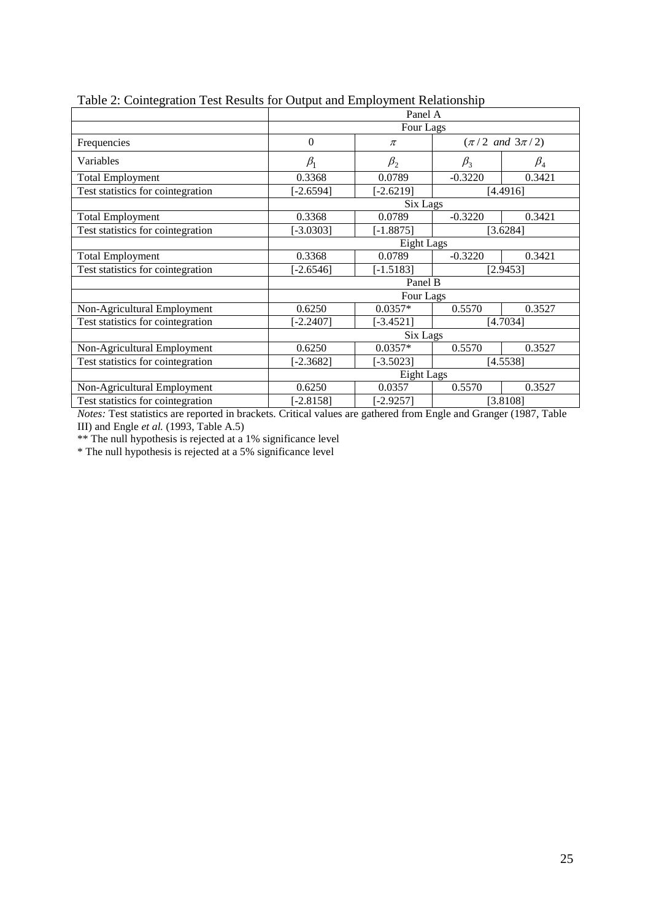Table 2: Cointegration Test Results for Output and Employment Relationship

| | Panel A | | | |
|---|---|---|---|---|
| | Four Lags | | | |
| Frequencies | $0$ | $\pi$ | $(\pi/2 \text{ and } 3\pi/2)$ | |
| Variables | $\beta_1$ | $\beta_2$ | $\beta_3$ | $\beta_4$ |
| Total Employment | 0.3368 | 0.0789 | -0.3220 | 0.3421 |
| Test statistics for cointegration | [-2.6594] | [-2.6219] | [4.4916] | |
| | Six Lags | | | |
| Total Employment | 0.3368 | 0.0789 | -0.3220 | 0.3421 |
| Test statistics for cointegration | [-3.0303] | [-1.8875] | [3.6284] | |
| | Eight Lags | | | |
| Total Employment | 0.3368 | 0.0789 | -0.3220 | 0.3421 |
| Test statistics for cointegration | [-2.6546] | [-1.5183] | [2.9453] | |
| | Panel B | | | |
| | Four Lags | | | |
| Non-Agricultural Employment | 0.6250 | 0.0357* | 0.5570 | 0.3527 |
| Test statistics for cointegration | [-2.2407] | [-3.4521] | [4.7034] | |
| | Six Lags | | | |
| Non-Agricultural Employment | 0.6250 | 0.0357* | 0.5570 | 0.3527 |
| Test statistics for cointegration | [-2.3682] | [-3.5023] | [4.5538] | |
| | Eight Lags | | | |
| Non-Agricultural Employment | 0.6250 | 0.0357 | 0.5570 | 0.3527 |
| Test statistics for cointegration | [-2.8158] | [-2.9257] | [3.8108] | |

*Notes:* Test statistics are reported in brackets. Critical values are gathered from Engle and Granger (1987, Table III) and Engle *et al.* (1993, Table A.5)

** The null hypothesis is rejected at a 1% significance level

* The null hypothesis is rejected at a 5% significance level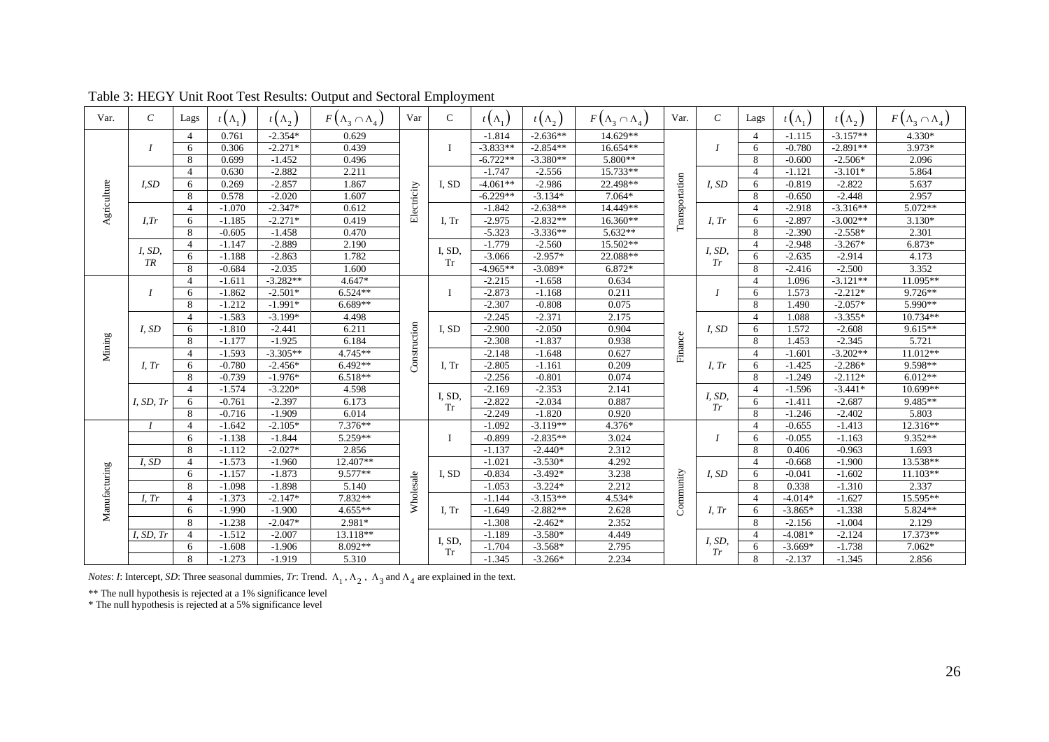Table 3: HEGY Unit Root Test Results: Output and Sectoral Employment

| Var. | $C$ | Lags | $t(\Lambda_1)$ | $t(\Lambda_2)$ | $F(\Lambda_3 \cap \Lambda_4)$ | Var | C | $t(\Lambda_1)$ | $t(\Lambda_2)$ | $F(\Lambda_3 \cap \Lambda_4)$ | Var. | $C$ | Lags | $t(\Lambda_1)$ | $t(\Lambda_2)$ | $F(\Lambda_3 \cap \Lambda_4)$ |
|---|---|---|---|---|---|---|---|---|---|---|---|---|---|---|---|---|
| Agriculture | *I* | 4 | 0.761 | -2.354* | 0.629 | Electricity | I | -1.814 | -2.636** | 14.629** | Transportation | *I* | 4 | -1.115 | -3.157** | 4.330* |
| | | 6 | 0.306 | -2.271* | 0.439 | | | -3.833** | -2.854** | 16.654** | | | 6 | -0.780 | -2.891** | 3.973* |
| | | 8 | 0.699 | -1.452 | 0.496 | | | -6.722** | -3.380** | 5.800** | | | 8 | -0.600 | -2.506* | 2.096 |
| | *I,SD* | 4 | 0.630 | -2.882 | 2.211 | | I, SD | -1.747 | -2.556 | 15.733** | | *I, SD* | 4 | -1.121 | -3.101* | 5.864 |
| | | 6 | 0.269 | -2.857 | 1.867 | | | -4.061** | -2.986 | 22.498** | | | 6 | -0.819 | -2.822 | 5.637 |
| | | 8 | 0.578 | -2.020 | 1.607 | | | -6.229** | -3.134* | 7.064* | | | 8 | -0.650 | -2.448 | 2.957 |
| | *I,Tr* | 4 | -1.070 | -2.347* | 0.612 | | I, Tr | -1.842 | -2.638** | 14.449** | | *I, Tr* | 4 | -2.918 | -3.316** | 5.072** |
| | | 6 | -1.185 | -2.271* | 0.419 | | | -2.975 | -2.832** | 16.360** | | | 6 | -2.897 | -3.002** | 3.130* |
| | | 8 | -0.605 | -1.458 | 0.470 | | | -5.323 | -3.336** | 5.632** | | | 8 | -2.390 | -2.558* | 2.301 |
| | *I, SD, TR* | 4 | -1.147 | -2.889 | 2.190 | | I, SD, Tr | -1.779 | -2.560 | 15.502** | | *I, SD, Tr* | 4 | -2.948 | -3.267* | 6.873* |
| | | 6 | -1.188 | -2.863 | 1.782 | | | -3.066 | -2.957* | 22.088** | | | 6 | -2.635 | -2.914 | 4.173 |
| | | 8 | -0.684 | -2.035 | 1.600 | | | -4.965** | -3.089* | 6.872* | | | 8 | -2.416 | -2.500 | 3.352 |
| Mining | *I* | 4 | -1.611 | -3.282** | 4.647* | Construction | I | -2.215 | -1.658 | 0.634 | Finance | *I* | 4 | 1.096 | -3.121** | 11.095** |
| | | 6 | -1.862 | -2.501* | 6.524** | | | -2.873 | -1.168 | 0.211 | | | 6 | 1.573 | -2.212* | 9.726** |
| | | 8 | -1.212 | -1.991* | 6.689** | | | -2.307 | -0.808 | 0.075 | | | 8 | 1.490 | -2.057* | 5.990** |
| | *I, SD* | 4 | -1.583 | -3.199* | 4.498 | | I, SD | -2.245 | -2.371 | 2.175 | | *I, SD* | 4 | 1.088 | -3.355* | 10.734** |
| | | 6 | -1.810 | -2.441 | 6.211 | | | -2.900 | -2.050 | 0.904 | | | 6 | 1.572 | -2.608 | 9.615** |
| | | 8 | -1.177 | -1.925 | 6.184 | | | -2.308 | -1.837 | 0.938 | | | 8 | 1.453 | -2.345 | 5.721 |
| | *I, Tr* | 4 | -1.593 | -3.305** | 4.745** | | I, Tr | -2.148 | -1.648 | 0.627 | | *I, Tr* | 4 | -1.601 | -3.202** | 11.012** |
| | | 6 | -0.780 | -2.456* | 6.492** | | | -2.805 | -1.161 | 0.209 | | | 6 | -1.425 | -2.286* | 9.598** |
| | | 8 | -0.739 | -1.976* | 6.518** | | | -2.256 | -0.801 | 0.074 | | | 8 | -1.249 | -2.112* | 6.012** |
| | *I, SD, Tr* | 4 | -1.574 | -3.220* | 4.598 | | I, SD, Tr | -2.169 | -2.353 | 2.141 | | *I, SD, Tr* | 4 | -1.596 | -3.441* | 10.699** |
| | | 6 | -0.761 | -2.397 | 6.173 | | | -2.822 | -2.034 | 0.887 | | | 6 | -1.411 | -2.687 | 9.485** |
| | | 8 | -0.716 | -1.909 | 6.014 | | | -2.249 | -1.820 | 0.920 | | | 8 | -1.246 | -2.402 | 5.803 |
| Manufacturing | *I* | 4 | -1.642 | -2.105* | 7.376** | Wholesale | I | -1.092 | -3.119** | 4.376* | Community | *I* | 4 | -0.655 | -1.413 | 12.316** |
| | | 6 | -1.138 | -1.844 | 5.259** | | | -0.899 | -2.835** | 3.024 | | | 6 | -0.055 | -1.163 | 9.352** |
| | | 8 | -1.112 | -2.027* | 2.856 | | | -1.137 | -2.440* | 2.312 | | | 8 | 0.406 | -0.963 | 1.693 |
| | *I, SD* | 4 | -1.573 | -1.960 | 12.407** | | I, SD | -1.021 | -3.530* | 4.292 | | *I, SD* | 4 | -0.668 | -1.900 | 13.538** |
| | | 6 | -1.157 | -1.873 | 9.577** | | | -0.834 | -3.492* | 3.238 | | | 6 | -0.041 | -1.602 | 11.103** |
| | | 8 | -1.098 | -1.898 | 5.140 | | | -1.053 | -3.224* | 2.212 | | | 8 | 0.338 | -1.310 | 2.337 |
| | *I, Tr* | 4 | -1.373 | -2.147* | 7.832** | | I, Tr | -1.144 | -3.153** | 4.534* | | *I, Tr* | 4 | -4.014* | -1.627 | 15.595** |
| | | 6 | -1.990 | -1.900 | 4.655** | | | -1.649 | -2.882** | 2.628 | | | 6 | -3.865* | -1.338 | 5.824** |
| | | 8 | -1.238 | -2.047* | 2.981* | | | -1.308 | -2.462* | 2.352 | | | 8 | -2.156 | -1.004 | 2.129 |
| | *I, SD, Tr* | 4 | -1.512 | -2.007 | 13.118** | | I, SD, Tr | -1.189 | -3.580* | 4.449 | | *I, SD, Tr* | 4 | -4.081* | -2.124 | 17.373** |
| | | 6 | -1.608 | -1.906 | 8.092** | | | -1.704 | -3.568* | 2.795 | | | 6 | -3.669* | -1.738 | 7.062* |
| | | 8 | -1.273 | -1.919 | 5.310 | | | -1.345 | -3.266* | 2.234 | | | 8 | -2.137 | -1.345 | 2.856 |

*Notes*: *I*: Intercept, *SD*: Three seasonal dummies, *Tr*: Trend. $\Lambda_1$, $\Lambda_2$, $\Lambda_3$ and $\Lambda_4$ are explained in the text.

** The null hypothesis is rejected at a 1% significance level

\* The null hypothesis is rejected at a 5% significance level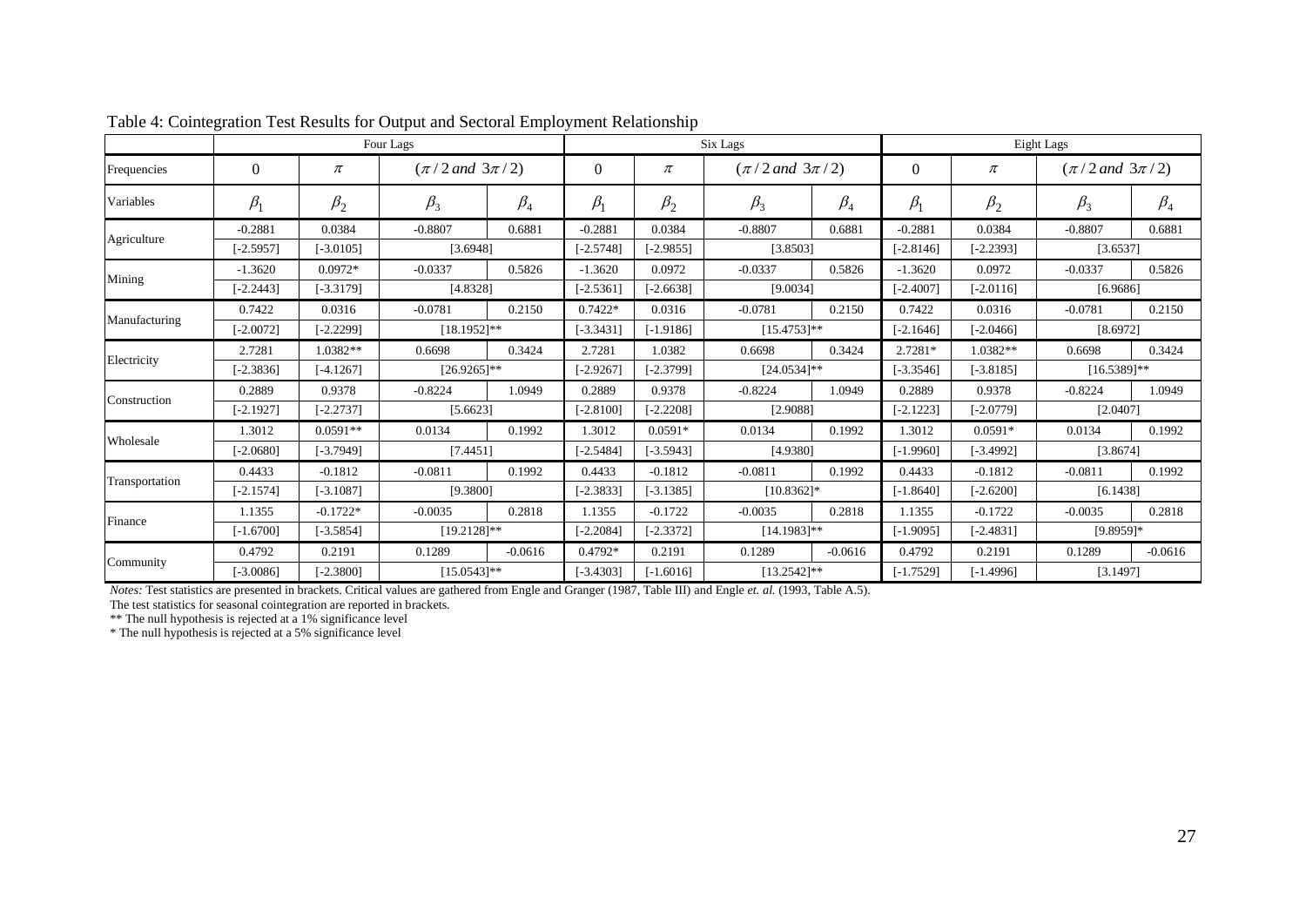Table 4: Cointegration Test Results for Output and Sectoral Employment Relationship

| | Four Lags | | | | Six Lags | | | | Eight Lags | | | |
|---|---|---|---|---|---|---|---|---|---|---|---|---|
| Frequencies | $0$ | $\pi$ | $(\pi/2 \text{ and } 3\pi/2)$ | | $0$ | $\pi$ | $(\pi/2 \text{ and } 3\pi/2)$ | | $0$ | $\pi$ | $(\pi/2 \text{ and } 3\pi/2)$ | |
| Variables | $\beta_1$ | $\beta_2$ | $\beta_3$ | $\beta_4$ | $\beta_1$ | $\beta_2$ | $\beta_3$ | $\beta_4$ | $\beta_1$ | $\beta_2$ | $\beta_3$ | $\beta_4$ |
| Agriculture | -0.2881 | 0.0384 | -0.8807 | 0.6881 | -0.2881 | 0.0384 | -0.8807 | 0.6881 | -0.2881 | 0.0384 | -0.8807 | 0.6881 |
| | [-2.5957] | [-3.0105] | [3.6948] | | [-2.5748] | [-2.9855] | [3.8503] | | [-2.8146] | [-2.2393] | [3.6537] | |
| Mining | -1.3620 | 0.0972* | -0.0337 | 0.5826 | -1.3620 | 0.0972 | -0.0337 | 0.5826 | -1.3620 | 0.0972 | -0.0337 | 0.5826 |
| | [-2.2443] | [-3.3179] | [4.8328] | | [-2.5361] | [-2.6638] | [9.0034] | | [-2.4007] | [-2.0116] | [6.9686] | |
| Manufacturing | 0.7422 | 0.0316 | -0.0781 | 0.2150 | 0.7422* | 0.0316 | -0.0781 | 0.2150 | 0.7422 | 0.0316 | -0.0781 | 0.2150 |
| | [-2.0072] | [-2.2299] | [18.1952]** | | [-3.3431] | [-1.9186] | [15.4753]** | | [-2.1646] | [-2.0466] | [8.6972] | |
| Electricity | 2.7281 | 1.0382** | 0.6698 | 0.3424 | 2.7281 | 1.0382 | 0.6698 | 0.3424 | 2.7281* | 1.0382** | 0.6698 | 0.3424 |
| | [-2.3836] | [-4.1267] | [26.9265]** | | [-2.9267] | [-2.3799] | [24.0534]** | | [-3.3546] | [-3.8185] | [16.5389]** | |
| Construction | 0.2889 | 0.9378 | -0.8224 | 1.0949 | 0.2889 | 0.9378 | -0.8224 | 1.0949 | 0.2889 | 0.9378 | -0.8224 | 1.0949 |
| | [-2.1927] | [-2.2737] | [5.6623] | | [-2.8100] | [-2.2208] | [2.9088] | | [-2.1223] | [-2.0779] | [2.0407] | |
| Wholesale | 1.3012 | 0.0591** | 0.0134 | 0.1992 | 1.3012 | 0.0591* | 0.0134 | 0.1992 | 1.3012 | 0.0591* | 0.0134 | 0.1992 |
| | [-2.0680] | [-3.7949] | [7.4451] | | [-2.5484] | [-3.5943] | [4.9380] | | [-1.9960] | [-3.4992] | [3.8674] | |
| Transportation | 0.4433 | -0.1812 | -0.0811 | 0.1992 | 0.4433 | -0.1812 | -0.0811 | 0.1992 | 0.4433 | -0.1812 | -0.0811 | 0.1992 |
| | [-2.1574] | [-3.1087] | [9.3800] | | [-2.3833] | [-3.1385] | [10.8362]* | | [-1.8640] | [-2.6200] | [6.1438] | |
| Finance | 1.1355 | -0.1722* | -0.0035 | 0.2818 | 1.1355 | -0.1722 | -0.0035 | 0.2818 | 1.1355 | -0.1722 | -0.0035 | 0.2818 |
| | [-1.6700] | [-3.5854] | [19.2128]** | | [-2.2084] | [-2.3372] | [14.1983]** | | [-1.9095] | [-2.4831] | [9.8959]* | |
| Community | 0.4792 | 0.2191 | 0.1289 | -0.0616 | 0.4792* | 0.2191 | 0.1289 | -0.0616 | 0.4792 | 0.2191 | 0.1289 | -0.0616 |
| | [-3.0086] | [-2.3800] | [15.0543]** | | [-3.4303] | [-1.6016] | [13.2542]** | | [-1.7529] | [-1.4996] | [3.1497] | |

*Notes:* Test statistics are presented in brackets. Critical values are gathered from Engle and Granger (1987, Table III) and Engle *et. al.* (1993, Table A.5).
The test statistics for seasonal cointegration are reported in brackets.
** The null hypothesis is rejected at a 1% significance level
* The null hypothesis is rejected at a 5% significance level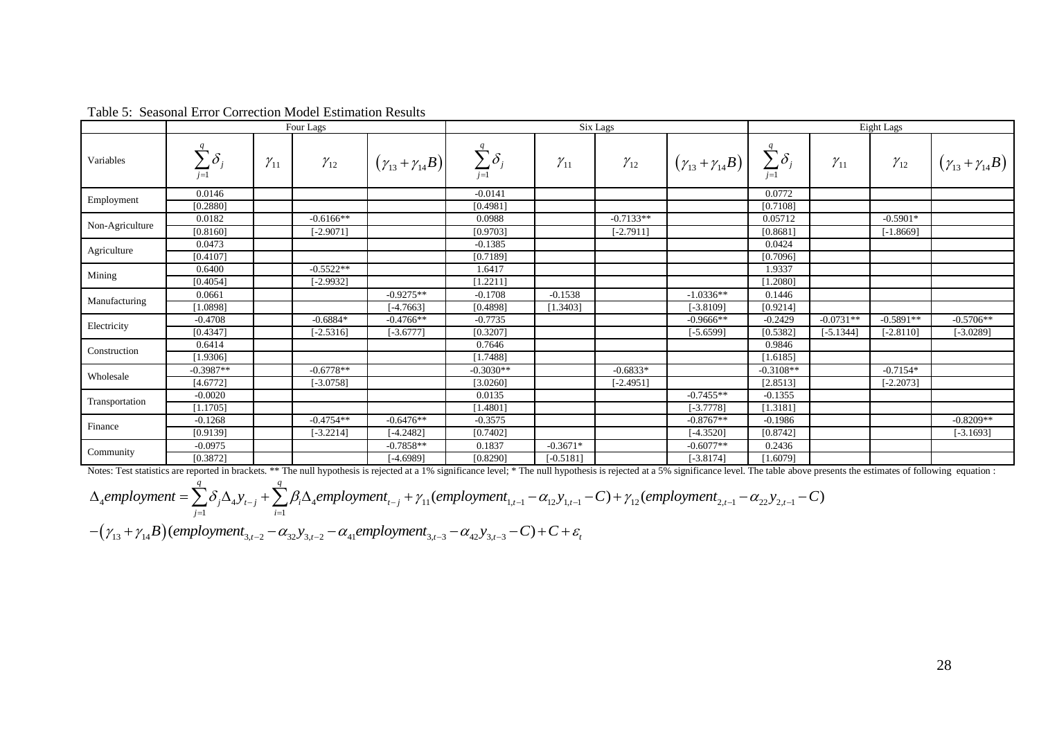Table 5: Seasonal Error Correction Model Estimation Results

| Variables | Four Lags | | | | Six Lags | | | | Eight Lags | | | |
|---|---|---|---|---|---|---|---|---|---|---|---|---|
| | $\sum_{j=1}^{q}\delta_j$ | $\gamma_{11}$ | $\gamma_{12}$ | $(\gamma_{13}+\gamma_{14}B)$ | $\sum_{j=1}^{q}\delta_j$ | $\gamma_{11}$ | $\gamma_{12}$ | $(\gamma_{13}+\gamma_{14}B)$ | $\sum_{j=1}^{q}\delta_j$ | $\gamma_{11}$ | $\gamma_{12}$ | $(\gamma_{13}+\gamma_{14}B)$ |
| Employment | 0.0146 | | | | -0.0141 | | | | 0.0772 | | | |
| | [0.2880] | | | | [0.4981] | | | | [0.7108] | | | |
| Non-Agriculture | 0.0182 | | -0.6166** | | 0.0988 | | -0.7133** | | 0.05712 | | -0.5901* | |
| | [0.8160] | | [-2.9071] | | [0.9703] | | [-2.7911] | | [0.8681] | | [-1.8669] | |
| Agriculture | 0.0473 | | | | -0.1385 | | | | 0.0424 | | | |
| | [0.4107] | | | | [0.7189] | | | | [0.7096] | | | |
| Mining | 0.6400 | | -0.5522** | | 1.6417 | | | | 1.9337 | | | |
| | [0.4054] | | [-2.9932] | | [1.2211] | | | | [1.2080] | | | |
| Manufacturing | 0.0661 | | | -0.9275** | -0.1708 | -0.1538 | | -1.0336** | 0.1446 | | | |
| | [1.0898] | | | [-4.7663] | [0.4898] | [1.3403] | | [-3.8109] | [0.9214] | | | |
| Electricity | -0.4708 | | -0.6884* | -0.4766** | -0.7735 | | | -0.9666** | -0.2429 | -0.0731** | -0.5891** | -0.5706** |
| | [0.4347] | | [-2.5316] | [-3.6777] | [0.3207] | | | [-5.6599] | [0.5382] | [-5.1344] | [-2.8110] | [-3.0289] |
| Construction | 0.6414 | | | | 0.7646 | | | | 0.9846 | | | |
| | [1.9306] | | | | [1.7488] | | | | [1.6185] | | | |
| Wholesale | -0.3987** | | -0.6778** | | -0.3030** | | -0.6833* | | -0.3108** | | -0.7154* | |
| | [4.6772] | | [-3.0758] | | [3.0260] | | [-2.4951] | | [2.8513] | | [-2.2073] | |
| Transportation | -0.0020 | | | | 0.0135 | | | -0.7455** | -0.1355 | | | |
| | [1.1705] | | | | [1.4801] | | | [-3.7778] | [1.3181] | | | |
| Finance | -0.1268 | | -0.4754** | -0.6476** | -0.3575 | | | -0.8767** | -0.1986 | | | -0.8209** |
| | [0.9139] | | [-3.2214] | [-4.2482] | [0.7402] | | | [-4.3520] | [0.8742] | | | [-3.1693] |
| Community | -0.0975 | | | -0.7858** | 0.1837 | -0.3671* | | -0.6077** | 0.2436 | | | |
| | [0.3872] | | | [-4.6989] | [0.8290] | [-0.5181] | | [-3.8174] | [1.6079] | | | |

Notes: Test statistics are reported in brackets. ** The null hypothesis is rejected at a 1% significance level; * The null hypothesis is rejected at a 5% significance level. The table above presents the estimates of following equation :

$$\Delta_4 employment = \sum_{j=1}^{q}\delta_j \Delta_4 y_{t-j} + \sum_{i=1}^{q}\beta_i \Delta_4 employment_{t-j} + \gamma_{11}(employment_{1,t-1} - \alpha_{12}y_{1,t-1} - C) + \gamma_{12}(employment_{2,t-1} - \alpha_{22}y_{2,t-1} - C)$$

$$-(\gamma_{13}+\gamma_{14}B)(employment_{3,t-2} - \alpha_{32}y_{3,t-2} - \alpha_{41}employment_{3,t-3} - \alpha_{42}y_{3,t-3} - C) + C + \varepsilon_t$$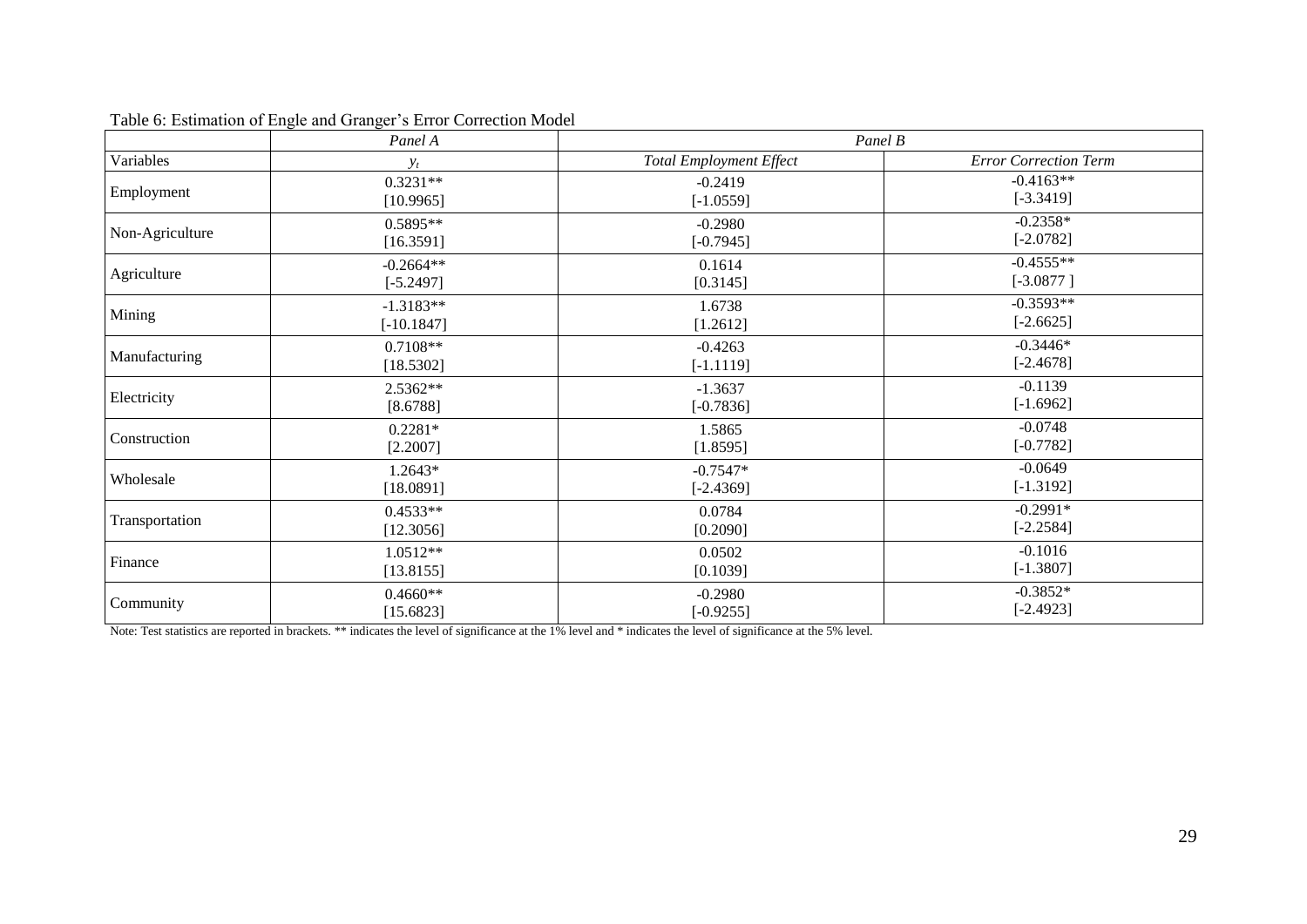Table 6: Estimation of Engle and Granger's Error Correction Model

| | *Panel A* | *Panel B* | |
|---|---|---|---|
| Variables | $y_t$ | *Total Employment Effect* | *Error Correction Term* |
| Employment | 0.3231** [10.9965] | -0.2419 [-1.0559] | -0.4163** [-3.3419] |
| Non-Agriculture | 0.5895** [16.3591] | -0.2980 [-0.7945] | -0.2358* [-2.0782] |
| Agriculture | -0.2664** [-5.2497] | 0.1614 [0.3145] | -0.4555** [-3.0877 ] |
| Mining | -1.3183** [-10.1847] | 1.6738 [1.2612] | -0.3593** [-2.6625] |
| Manufacturing | 0.7108** [18.5302] | -0.4263 [-1.1119] | -0.3446* [-2.4678] |
| Electricity | 2.5362** [8.6788] | -1.3637 [-0.7836] | -0.1139 [-1.6962] |
| Construction | 0.2281* [2.2007] | 1.5865 [1.8595] | -0.0748 [-0.7782] |
| Wholesale | 1.2643* [18.0891] | -0.7547* [-2.4369] | -0.0649 [-1.3192] |
| Transportation | 0.4533** [12.3056] | 0.0784 [0.2090] | -0.2991* [-2.2584] |
| Finance | 1.0512** [13.8155] | 0.0502 [0.1039] | -0.1016 [-1.3807] |
| Community | 0.4660** [15.6823] | -0.2980 [-0.9255] | -0.3852* [-2.4923] |

Note: Test statistics are reported in brackets. ** indicates the level of significance at the 1% level and * indicates the level of significance at the 5% level.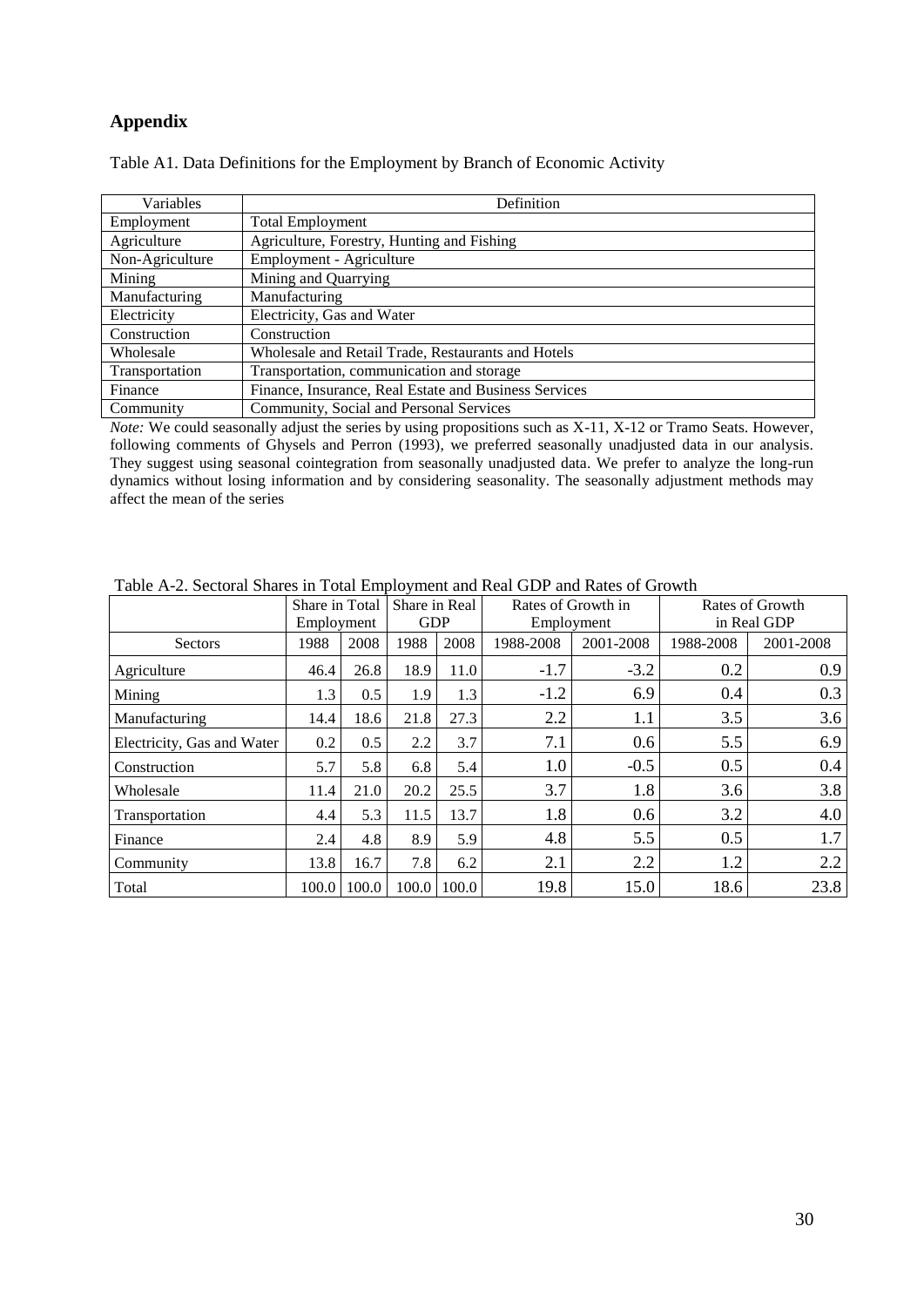## Appendix

Table A1. Data Definitions for the Employment by Branch of Economic Activity

| Variables | Definition |
|---|---|
| Employment | Total Employment |
| Agriculture | Agriculture, Forestry, Hunting and Fishing |
| Non-Agriculture | Employment - Agriculture |
| Mining | Mining and Quarrying |
| Manufacturing | Manufacturing |
| Electricity | Electricity, Gas and Water |
| Construction | Construction |
| Wholesale | Wholesale and Retail Trade, Restaurants and Hotels |
| Transportation | Transportation, communication and storage |
| Finance | Finance, Insurance, Real Estate and Business Services |
| Community | Community, Social and Personal Services |

*Note:* We could seasonally adjust the series by using propositions such as X-11, X-12 or Tramo Seats. However, following comments of Ghysels and Perron (1993), we preferred seasonally unadjusted data in our analysis. They suggest using seasonal cointegration from seasonally unadjusted data. We prefer to analyze the long-run dynamics without losing information and by considering seasonality. The seasonally adjustment methods may affect the mean of the series

Table A-2. Sectoral Shares in Total Employment and Real GDP and Rates of Growth

| | Share in Total Employment | | Share in Real GDP | | Rates of Growth in Employment | | Rates of Growth in Real GDP | |
|---|---|---|---|---|---|---|---|---|
| Sectors | 1988 | 2008 | 1988 | 2008 | 1988-2008 | 2001-2008 | 1988-2008 | 2001-2008 |
| Agriculture | 46.4 | 26.8 | 18.9 | 11.0 | -1.7 | -3.2 | 0.2 | 0.9 |
| Mining | 1.3 | 0.5 | 1.9 | 1.3 | -1.2 | 6.9 | 0.4 | 0.3 |
| Manufacturing | 14.4 | 18.6 | 21.8 | 27.3 | 2.2 | 1.1 | 3.5 | 3.6 |
| Electricity, Gas and Water | 0.2 | 0.5 | 2.2 | 3.7 | 7.1 | 0.6 | 5.5 | 6.9 |
| Construction | 5.7 | 5.8 | 6.8 | 5.4 | 1.0 | -0.5 | 0.5 | 0.4 |
| Wholesale | 11.4 | 21.0 | 20.2 | 25.5 | 3.7 | 1.8 | 3.6 | 3.8 |
| Transportation | 4.4 | 5.3 | 11.5 | 13.7 | 1.8 | 0.6 | 3.2 | 4.0 |
| Finance | 2.4 | 4.8 | 8.9 | 5.9 | 4.8 | 5.5 | 0.5 | 1.7 |
| Community | 13.8 | 16.7 | 7.8 | 6.2 | 2.1 | 2.2 | 1.2 | 2.2 |
| Total | 100.0 | 100.0 | 100.0 | 100.0 | 19.8 | 15.0 | 18.6 | 23.8 |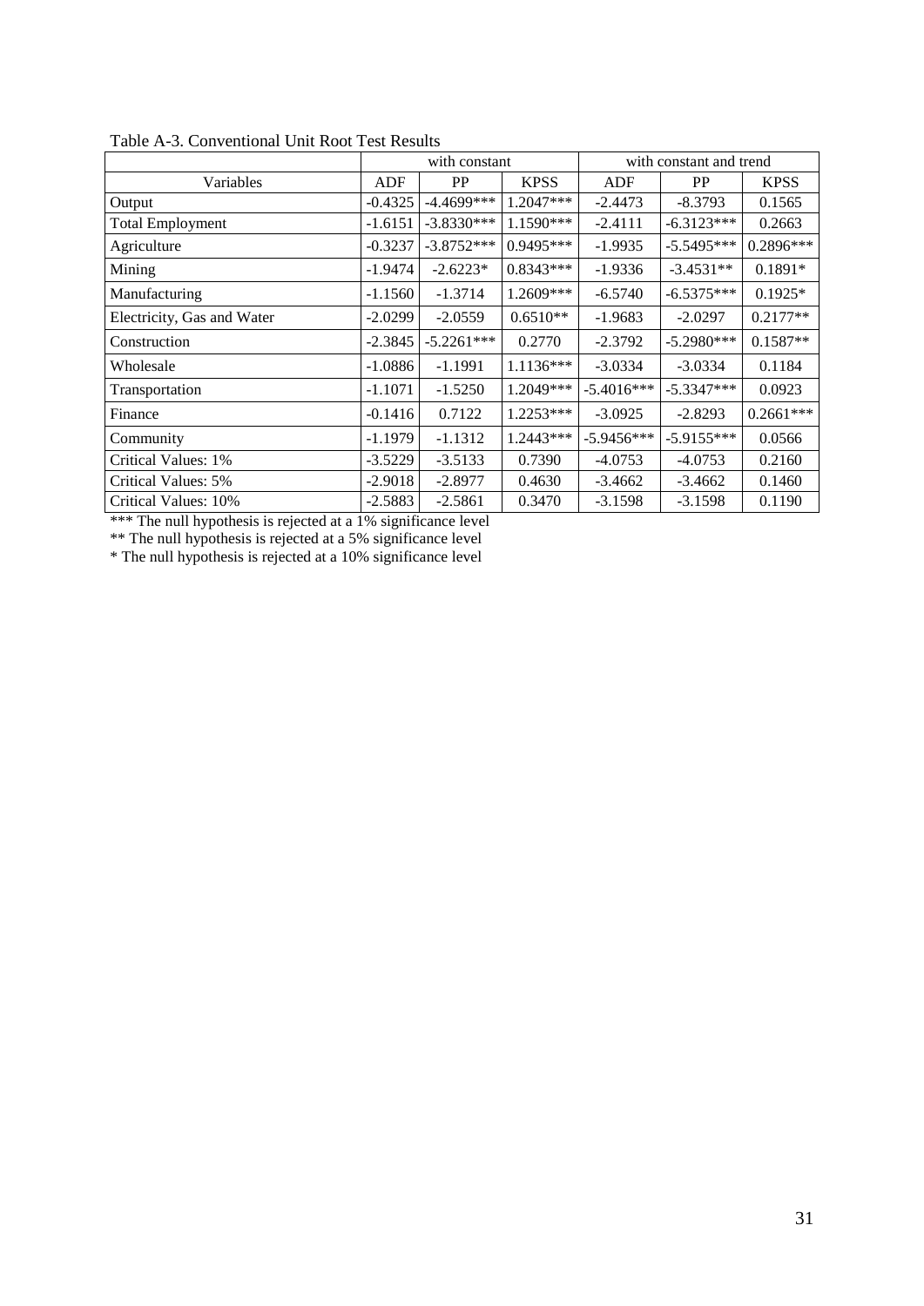Table A-3. Conventional Unit Root Test Results

| | with constant | | | with constant and trend | | |
|---|---|---|---|---|---|---|
| Variables | ADF | PP | KPSS | ADF | PP | KPSS |
| Output | -0.4325 | -4.4699*** | 1.2047*** | -2.4473 | -8.3793 | 0.1565 |
| Total Employment | -1.6151 | -3.8330*** | 1.1590*** | -2.4111 | -6.3123*** | 0.2663 |
| Agriculture | -0.3237 | -3.8752*** | 0.9495*** | -1.9935 | -5.5495*** | 0.2896*** |
| Mining | -1.9474 | -2.6223* | 0.8343*** | -1.9336 | -3.4531** | 0.1891* |
| Manufacturing | -1.1560 | -1.3714 | 1.2609*** | -6.5740 | -6.5375*** | 0.1925* |
| Electricity, Gas and Water | -2.0299 | -2.0559 | 0.6510** | -1.9683 | -2.0297 | 0.2177** |
| Construction | -2.3845 | -5.2261*** | 0.2770 | -2.3792 | -5.2980*** | 0.1587** |
| Wholesale | -1.0886 | -1.1991 | 1.1136*** | -3.0334 | -3.0334 | 0.1184 |
| Transportation | -1.1071 | -1.5250 | 1.2049*** | -5.4016*** | -5.3347*** | 0.0923 |
| Finance | -0.1416 | 0.7122 | 1.2253*** | -3.0925 | -2.8293 | 0.2661*** |
| Community | -1.1979 | -1.1312 | 1.2443*** | -5.9456*** | -5.9155*** | 0.0566 |
| Critical Values: 1% | -3.5229 | -3.5133 | 0.7390 | -4.0753 | -4.0753 | 0.2160 |
| Critical Values: 5% | -2.9018 | -2.8977 | 0.4630 | -3.4662 | -3.4662 | 0.1460 |
| Critical Values: 10% | -2.5883 | -2.5861 | 0.3470 | -3.1598 | -3.1598 | 0.1190 |

*** The null hypothesis is rejected at a 1% significance level

** The null hypothesis is rejected at a 5% significance level

* The null hypothesis is rejected at a 10% significance level